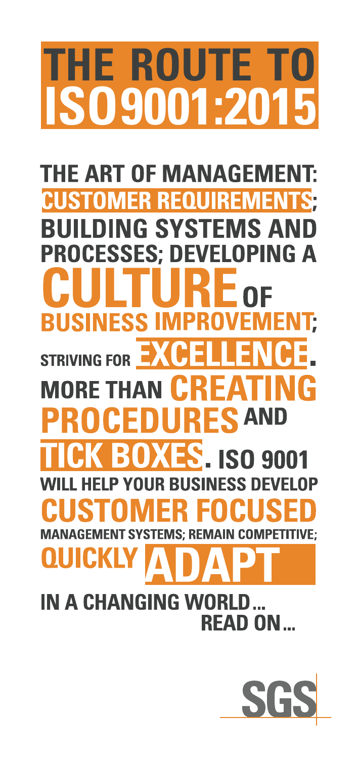# THE ROUTE TO ISO 9001:2015

THE ART OF MANAGEMENT: CUSTOMER REQUIREMENTS; BUILDING SYSTEMS AND PROCESSES; DEVELOPING A CULTURE OF BUSINESS IMPROVEMENT; STRIVING FOR EXCELLENCE. MORE THAN CREATING PROCEDURES AND TICK BOXES. ISO 9001 WILL HELP YOUR BUSINESS DEVELOP CUSTOMER FOCUSED MANAGEMENT SYSTEMS; REMAIN COMPETITIVE; QUICKLY ADAPT IN A CHANGING WORLD...

READ ON...

SGS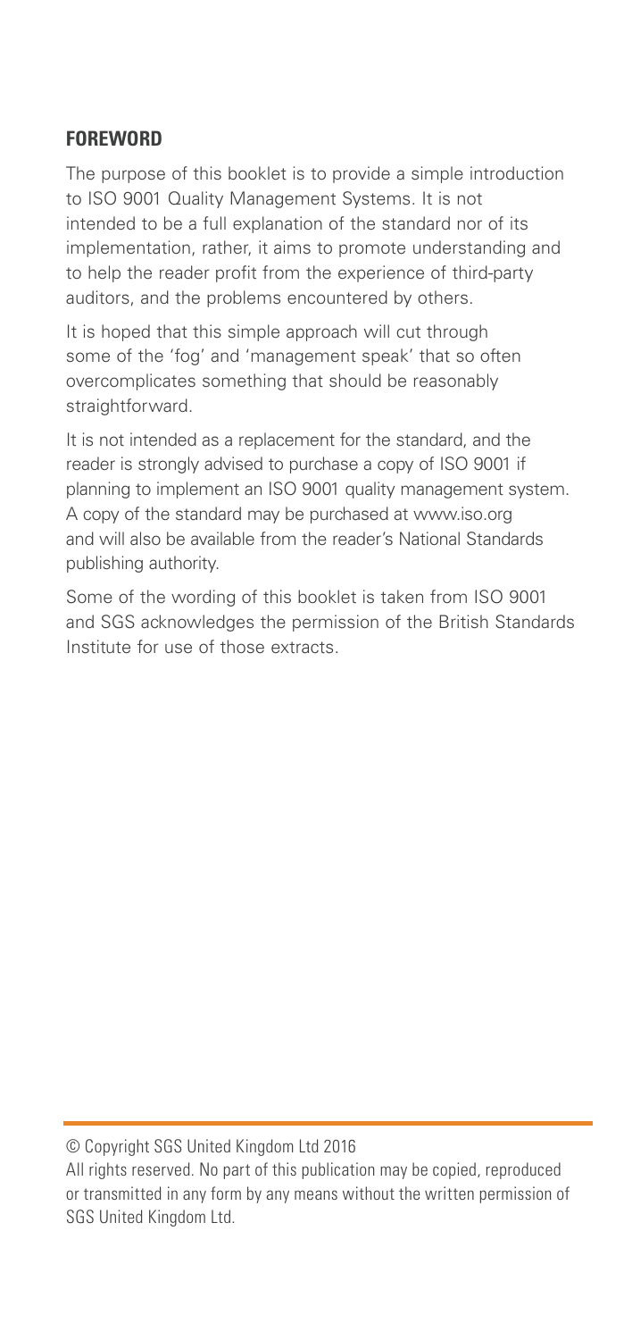## FOREWORD

The purpose of this booklet is to provide a simple introduction to ISO 9001 Quality Management Systems. It is not intended to be a full explanation of the standard nor of its implementation, rather, it aims to promote understanding and to help the reader profit from the experience of third-party auditors, and the problems encountered by others.

It is hoped that this simple approach will cut through some of the 'fog' and 'management speak' that so often overcomplicates something that should be reasonably straightforward.

It is not intended as a replacement for the standard, and the reader is strongly advised to purchase a copy of ISO 9001 if planning to implement an ISO 9001 quality management system. A copy of the standard may be purchased at www.iso.org and will also be available from the reader's National Standards publishing authority.

Some of the wording of this booklet is taken from ISO 9001 and SGS acknowledges the permission of the British Standards Institute for use of those extracts.

---

© Copyright SGS United Kingdom Ltd 2016

All rights reserved. No part of this publication may be copied, reproduced or transmitted in any form by any means without the written permission of SGS United Kingdom Ltd.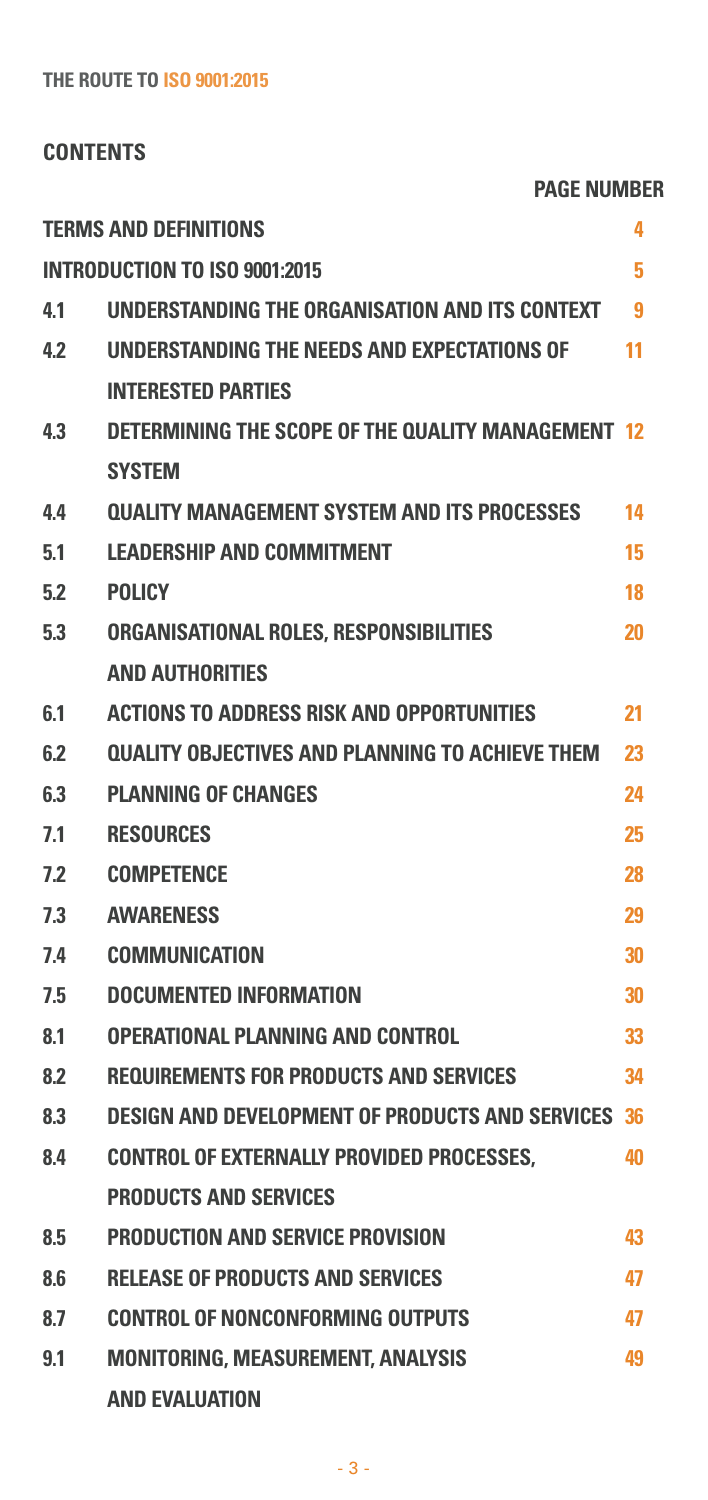## CONTENTS

| | | PAGE NUMBER |
|---|---|---|
| | TERMS AND DEFINITIONS | 4 |
| | INTRODUCTION TO ISO 9001:2015 | 5 |
| 4.1 | UNDERSTANDING THE ORGANISATION AND ITS CONTEXT | 9 |
| 4.2 | UNDERSTANDING THE NEEDS AND EXPECTATIONS OF INTERESTED PARTIES | 11 |
| 4.3 | DETERMINING THE SCOPE OF THE QUALITY MANAGEMENT SYSTEM | 12 |
| 4.4 | QUALITY MANAGEMENT SYSTEM AND ITS PROCESSES | 14 |
| 5.1 | LEADERSHIP AND COMMITMENT | 15 |
| 5.2 | POLICY | 18 |
| 5.3 | ORGANISATIONAL ROLES, RESPONSIBILITIES AND AUTHORITIES | 20 |
| 6.1 | ACTIONS TO ADDRESS RISK AND OPPORTUNITIES | 21 |
| 6.2 | QUALITY OBJECTIVES AND PLANNING TO ACHIEVE THEM | 23 |
| 6.3 | PLANNING OF CHANGES | 24 |
| 7.1 | RESOURCES | 25 |
| 7.2 | COMPETENCE | 28 |
| 7.3 | AWARENESS | 29 |
| 7.4 | COMMUNICATION | 30 |
| 7.5 | DOCUMENTED INFORMATION | 30 |
| 8.1 | OPERATIONAL PLANNING AND CONTROL | 33 |
| 8.2 | REQUIREMENTS FOR PRODUCTS AND SERVICES | 34 |
| 8.3 | DESIGN AND DEVELOPMENT OF PRODUCTS AND SERVICES | 36 |
| 8.4 | CONTROL OF EXTERNALLY PROVIDED PROCESSES, PRODUCTS AND SERVICES | 40 |
| 8.5 | PRODUCTION AND SERVICE PROVISION | 43 |
| 8.6 | RELEASE OF PRODUCTS AND SERVICES | 47 |
| 8.7 | CONTROL OF NONCONFORMING OUTPUTS | 47 |
| 9.1 | MONITORING, MEASUREMENT, ANALYSIS AND EVALUATION | 49 |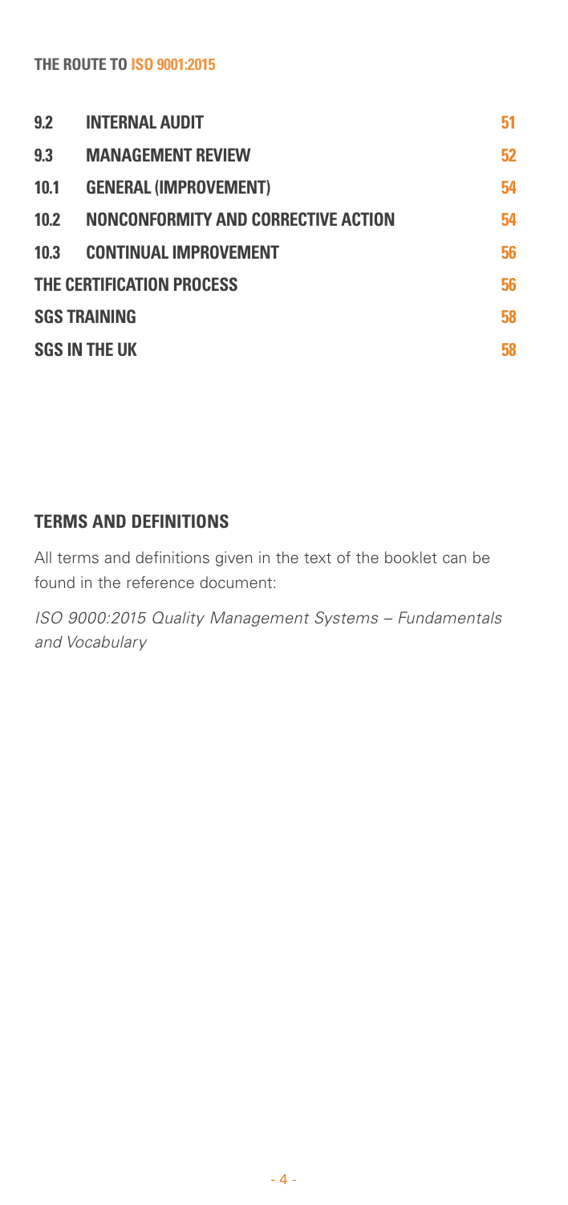| | | |
|---|---|---|
| **9.2** | **INTERNAL AUDIT** | **51** |
| **9.3** | **MANAGEMENT REVIEW** | **52** |
| **10.1** | **GENERAL (IMPROVEMENT)** | **54** |
| **10.2** | **NONCONFORMITY AND CORRECTIVE ACTION** | **54** |
| **10.3** | **CONTINUAL IMPROVEMENT** | **56** |
| **THE CERTIFICATION PROCESS** | | **56** |
| **SGS TRAINING** | | **58** |
| **SGS IN THE UK** | | **58** |

## TERMS AND DEFINITIONS

All terms and definitions given in the text of the booklet can be found in the reference document:

*ISO 9000:2015 Quality Management Systems – Fundamentals and Vocabulary*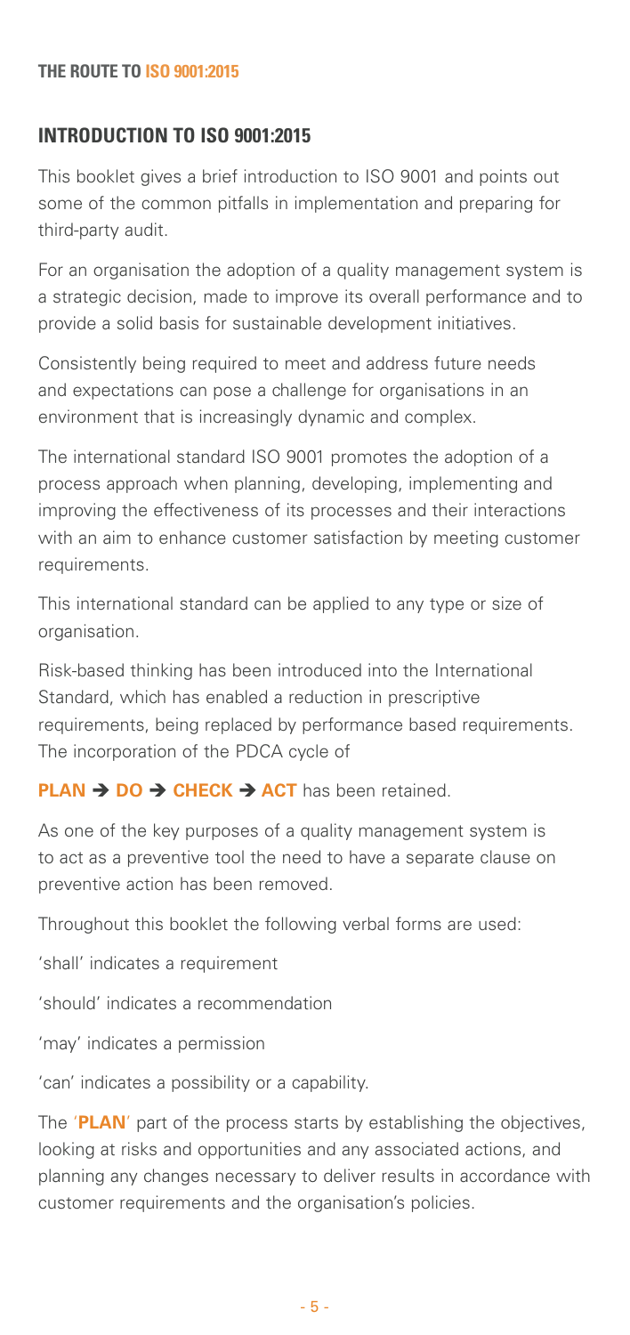## INTRODUCTION TO ISO 9001:2015

This booklet gives a brief introduction to ISO 9001 and points out some of the common pitfalls in implementation and preparing for third-party audit.

For an organisation the adoption of a quality management system is a strategic decision, made to improve its overall performance and to provide a solid basis for sustainable development initiatives.

Consistently being required to meet and address future needs and expectations can pose a challenge for organisations in an environment that is increasingly dynamic and complex.

The international standard ISO 9001 promotes the adoption of a process approach when planning, developing, implementing and improving the effectiveness of its processes and their interactions with an aim to enhance customer satisfaction by meeting customer requirements.

This international standard can be applied to any type or size of organisation.

Risk-based thinking has been introduced into the International Standard, which has enabled a reduction in prescriptive requirements, being replaced by performance based requirements. The incorporation of the PDCA cycle of

**PLAN ➔ DO ➔ CHECK ➔ ACT** has been retained.

As one of the key purposes of a quality management system is to act as a preventive tool the need to have a separate clause on preventive action has been removed.

Throughout this booklet the following verbal forms are used:

'shall' indicates a requirement

'should' indicates a recommendation

'may' indicates a permission

'can' indicates a possibility or a capability.

The '**PLAN**' part of the process starts by establishing the objectives, looking at risks and opportunities and any associated actions, and planning any changes necessary to deliver results in accordance with customer requirements and the organisation's policies.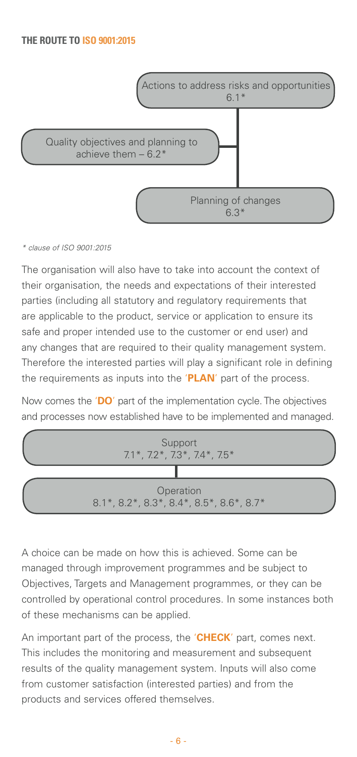Actions to address risks and opportunities
6.1*

Quality objectives and planning to achieve them – 6.2*

Planning of changes
6.3*

*\* clause of ISO 9001:2015*

The organisation will also have to take into account the context of their organisation, the needs and expectations of their interested parties (including all statutory and regulatory requirements that are applicable to the product, service or application to ensure its safe and proper intended use to the customer or end user) and any changes that are required to their quality management system. Therefore the interested parties will play a significant role in defining the requirements as inputs into the '**PLAN**' part of the process.

Now comes the '**DO**' part of the implementation cycle. The objectives and processes now established have to be implemented and managed.

Support
7.1*, 7.2*, 7.3*, 7.4*, 7.5*

Operation
8.1*, 8.2*, 8.3*, 8.4*, 8.5*, 8.6*, 8.7*

A choice can be made on how this is achieved. Some can be managed through improvement programmes and be subject to Objectives, Targets and Management programmes, or they can be controlled by operational control procedures. In some instances both of these mechanisms can be applied.

An important part of the process, the '**CHECK**' part, comes next. This includes the monitoring and measurement and subsequent results of the quality management system. Inputs will also come from customer satisfaction (interested parties) and from the products and services offered themselves.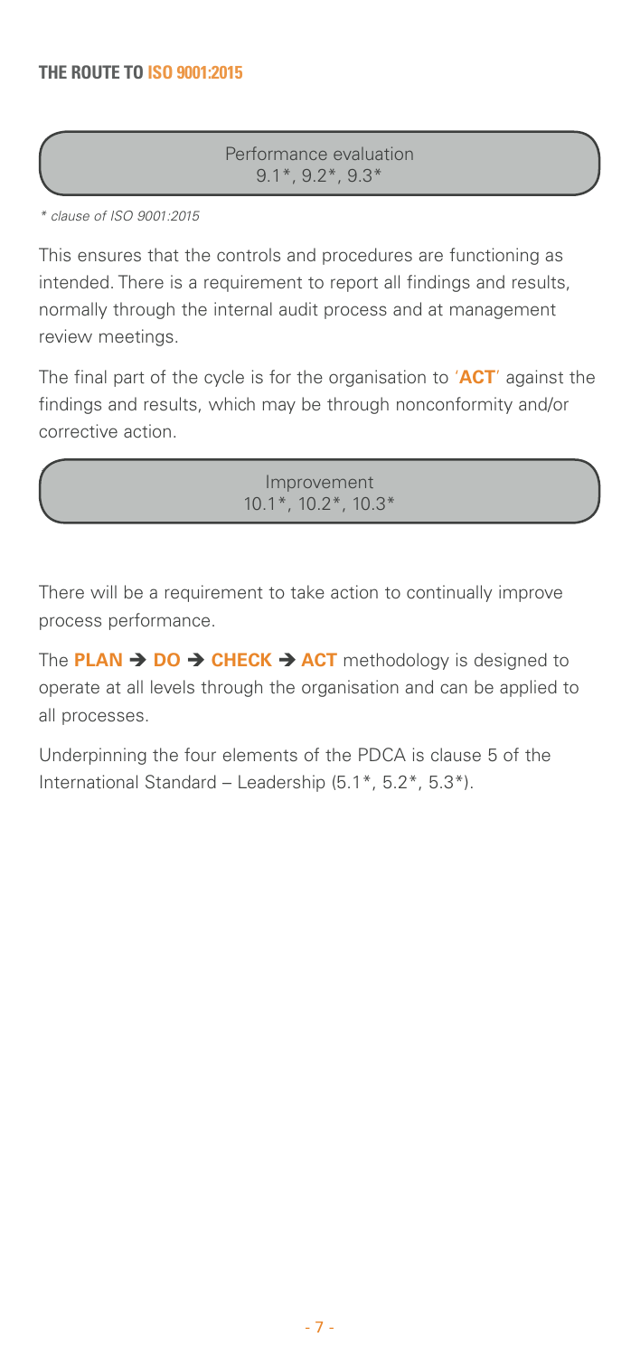Performance evaluation
9.1*, 9.2*, 9.3*

*\* clause of ISO 9001:2015*

This ensures that the controls and procedures are functioning as intended. There is a requirement to report all findings and results, normally through the internal audit process and at management review meetings.

The final part of the cycle is for the organisation to '**ACT**' against the findings and results, which may be through nonconformity and/or corrective action.

Improvement
10.1*, 10.2*, 10.3*

There will be a requirement to take action to continually improve process performance.

The **PLAN ➔ DO ➔ CHECK ➔ ACT** methodology is designed to operate at all levels through the organisation and can be applied to all processes.

Underpinning the four elements of the PDCA is clause 5 of the International Standard – Leadership (5.1*, 5.2*, 5.3*).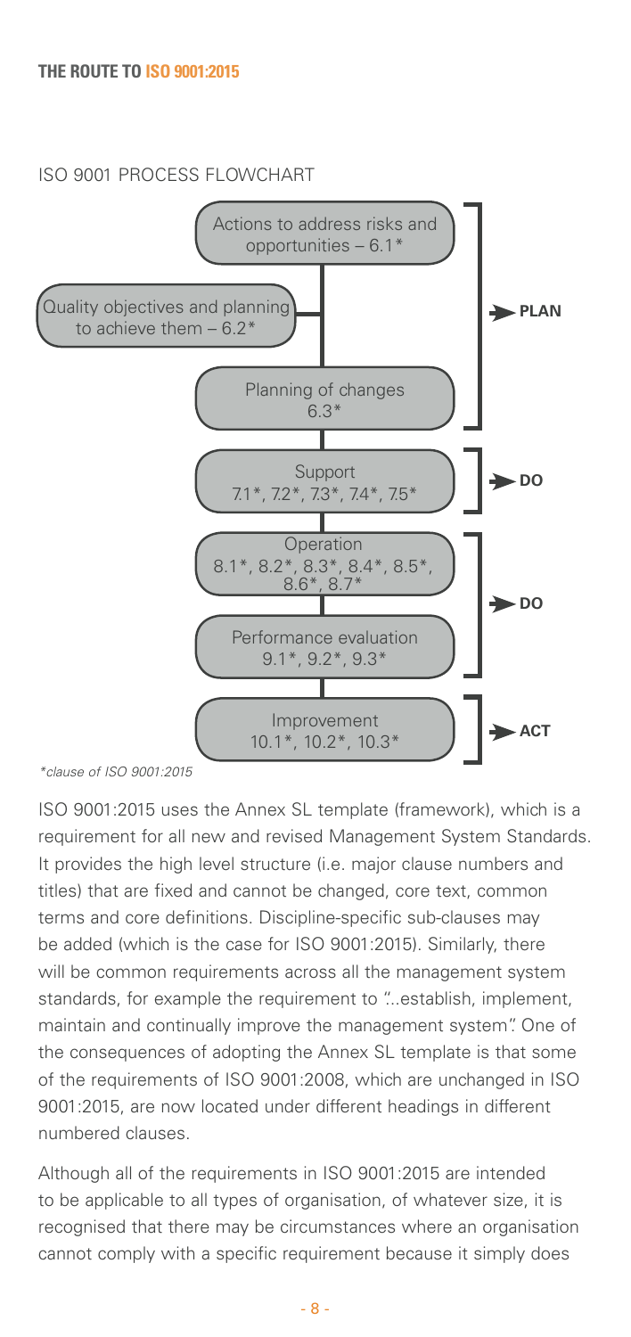**THE ROUTE TO ISO 9001:2015**

## ISO 9001 PROCESS FLOWCHART

**PLAN**
- Actions to address risks and opportunities – 6.1*
- Quality objectives and planning to achieve them – 6.2*
- Planning of changes 6.3*

**DO**
- Support 7.1*, 7.2*, 7.3*, 7.4*, 7.5*

**DO**
- Operation 8.1*, 8.2*, 8.3*, 8.4*, 8.5*, 8.6*, 8.7*
- Performance evaluation 9.1*, 9.2*, 9.3*

**ACT**
- Improvement 10.1*, 10.2*, 10.3*

*\*clause of ISO 9001:2015*

ISO 9001:2015 uses the Annex SL template (framework), which is a requirement for all new and revised Management System Standards. It provides the high level structure (i.e. major clause numbers and titles) that are fixed and cannot be changed, core text, common terms and core definitions. Discipline-specific sub-clauses may be added (which is the case for ISO 9001:2015). Similarly, there will be common requirements across all the management system standards, for example the requirement to "...establish, implement, maintain and continually improve the management system". One of the consequences of adopting the Annex SL template is that some of the requirements of ISO 9001:2008, which are unchanged in ISO 9001:2015, are now located under different headings in different numbered clauses.

Although all of the requirements in ISO 9001:2015 are intended to be applicable to all types of organisation, of whatever size, it is recognised that there may be circumstances where an organisation cannot comply with a specific requirement because it simply does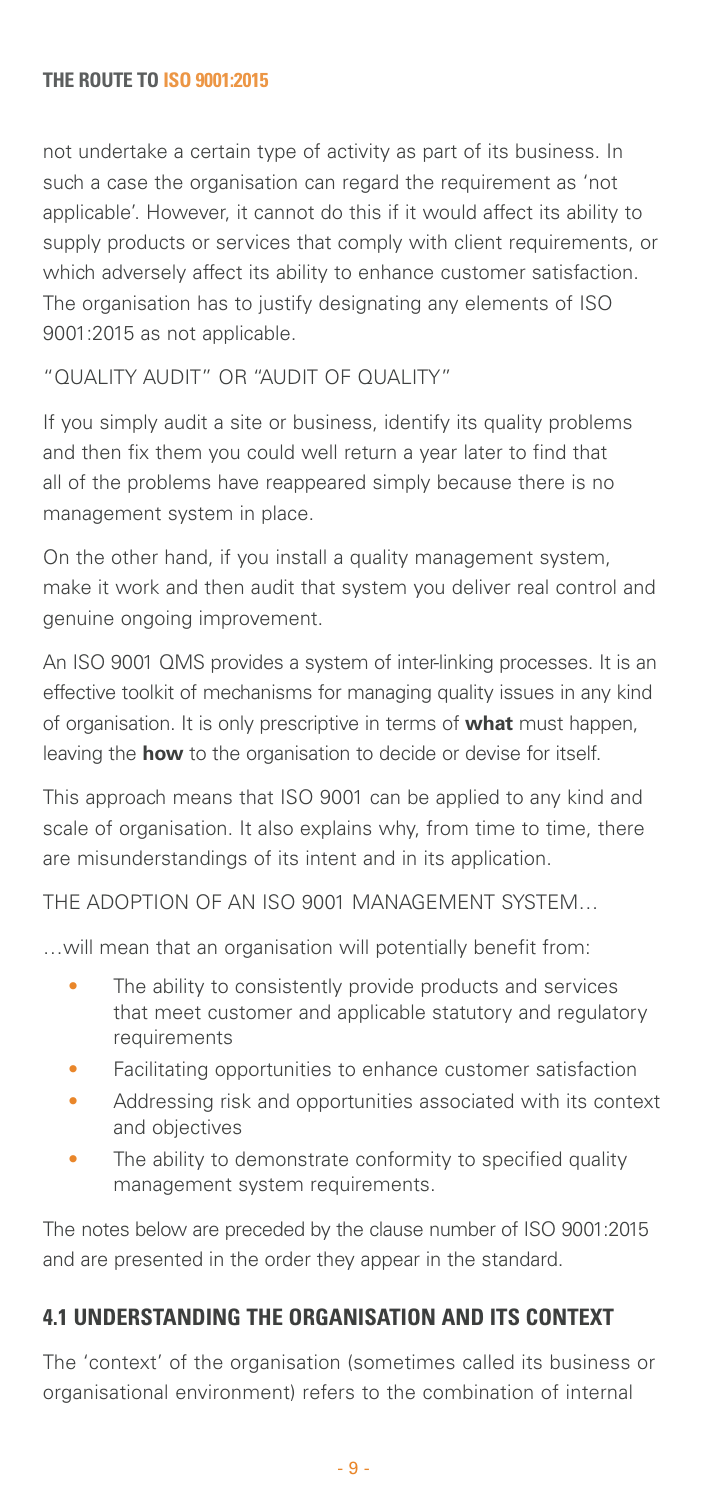not undertake a certain type of activity as part of its business. In such a case the organisation can regard the requirement as 'not applicable'. However, it cannot do this if it would affect its ability to supply products or services that comply with client requirements, or which adversely affect its ability to enhance customer satisfaction. The organisation has to justify designating any elements of ISO 9001:2015 as not applicable.

"QUALITY AUDIT" OR "AUDIT OF QUALITY"

If you simply audit a site or business, identify its quality problems and then fix them you could well return a year later to find that all of the problems have reappeared simply because there is no management system in place.

On the other hand, if you install a quality management system, make it work and then audit that system you deliver real control and genuine ongoing improvement.

An ISO 9001 QMS provides a system of inter-linking processes. It is an effective toolkit of mechanisms for managing quality issues in any kind of organisation. It is only prescriptive in terms of **what** must happen, leaving the **how** to the organisation to decide or devise for itself.

This approach means that ISO 9001 can be applied to any kind and scale of organisation. It also explains why, from time to time, there are misunderstandings of its intent and in its application.

THE ADOPTION OF AN ISO 9001 MANAGEMENT SYSTEM…

…will mean that an organisation will potentially benefit from:

- The ability to consistently provide products and services that meet customer and applicable statutory and regulatory requirements
- Facilitating opportunities to enhance customer satisfaction
- Addressing risk and opportunities associated with its context and objectives
- The ability to demonstrate conformity to specified quality management system requirements.

The notes below are preceded by the clause number of ISO 9001:2015 and are presented in the order they appear in the standard.

## 4.1 UNDERSTANDING THE ORGANISATION AND ITS CONTEXT

The 'context' of the organisation (sometimes called its business or organisational environment) refers to the combination of internal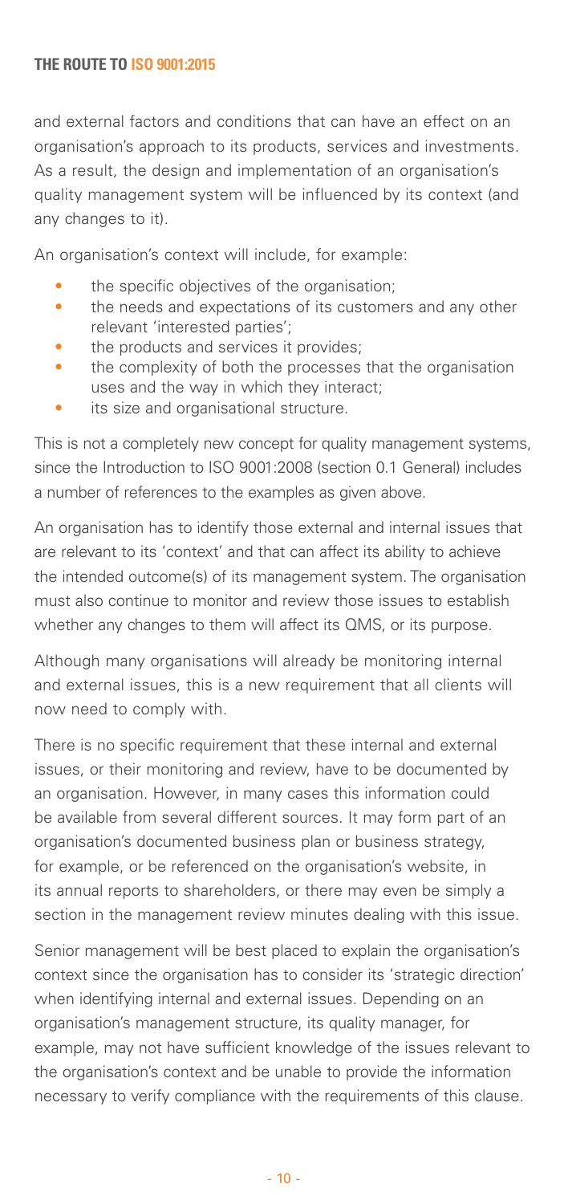and external factors and conditions that can have an effect on an organisation's approach to its products, services and investments. As a result, the design and implementation of an organisation's quality management system will be influenced by its context (and any changes to it).

An organisation's context will include, for example:

- the specific objectives of the organisation;
- the needs and expectations of its customers and any other relevant 'interested parties';
- the products and services it provides;
- the complexity of both the processes that the organisation uses and the way in which they interact;
- its size and organisational structure.

This is not a completely new concept for quality management systems, since the Introduction to ISO 9001:2008 (section 0.1 General) includes a number of references to the examples as given above.

An organisation has to identify those external and internal issues that are relevant to its 'context' and that can affect its ability to achieve the intended outcome(s) of its management system. The organisation must also continue to monitor and review those issues to establish whether any changes to them will affect its QMS, or its purpose.

Although many organisations will already be monitoring internal and external issues, this is a new requirement that all clients will now need to comply with.

There is no specific requirement that these internal and external issues, or their monitoring and review, have to be documented by an organisation. However, in many cases this information could be available from several different sources. It may form part of an organisation's documented business plan or business strategy, for example, or be referenced on the organisation's website, in its annual reports to shareholders, or there may even be simply a section in the management review minutes dealing with this issue.

Senior management will be best placed to explain the organisation's context since the organisation has to consider its 'strategic direction' when identifying internal and external issues. Depending on an organisation's management structure, its quality manager, for example, may not have sufficient knowledge of the issues relevant to the organisation's context and be unable to provide the information necessary to verify compliance with the requirements of this clause.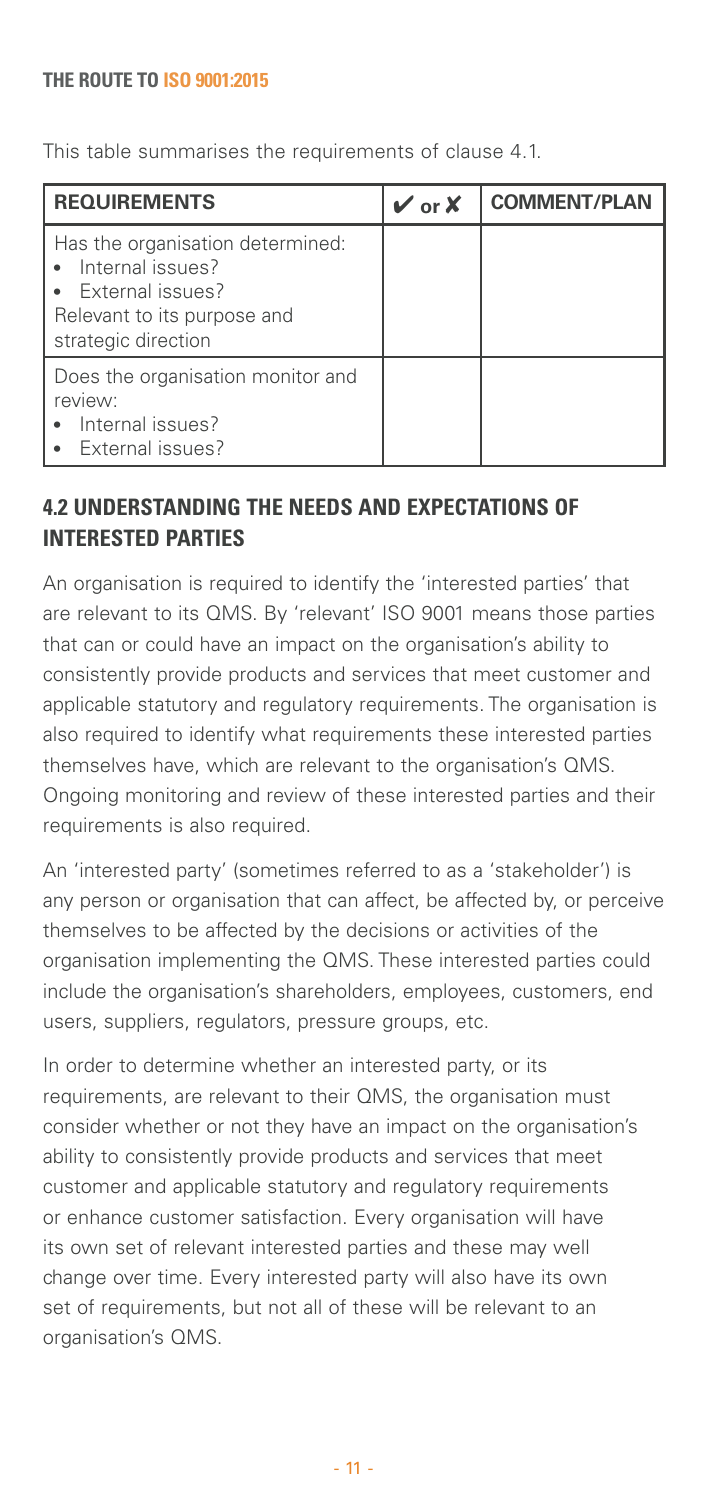This table summarises the requirements of clause 4.1.

| REQUIREMENTS | ✔ or ✘ | COMMENT/PLAN |
|---|---|---|
| Has the organisation determined:<br>• Internal issues?<br>• External issues?<br>Relevant to its purpose and strategic direction | | |
| Does the organisation monitor and review:<br>• Internal issues?<br>• External issues? | | |

## 4.2 UNDERSTANDING THE NEEDS AND EXPECTATIONS OF INTERESTED PARTIES

An organisation is required to identify the 'interested parties' that are relevant to its QMS. By 'relevant' ISO 9001 means those parties that can or could have an impact on the organisation's ability to consistently provide products and services that meet customer and applicable statutory and regulatory requirements. The organisation is also required to identify what requirements these interested parties themselves have, which are relevant to the organisation's QMS. Ongoing monitoring and review of these interested parties and their requirements is also required.

An 'interested party' (sometimes referred to as a 'stakeholder') is any person or organisation that can affect, be affected by, or perceive themselves to be affected by the decisions or activities of the organisation implementing the QMS. These interested parties could include the organisation's shareholders, employees, customers, end users, suppliers, regulators, pressure groups, etc.

In order to determine whether an interested party, or its requirements, are relevant to their QMS, the organisation must consider whether or not they have an impact on the organisation's ability to consistently provide products and services that meet customer and applicable statutory and regulatory requirements or enhance customer satisfaction. Every organisation will have its own set of relevant interested parties and these may well change over time. Every interested party will also have its own set of requirements, but not all of these will be relevant to an organisation's QMS.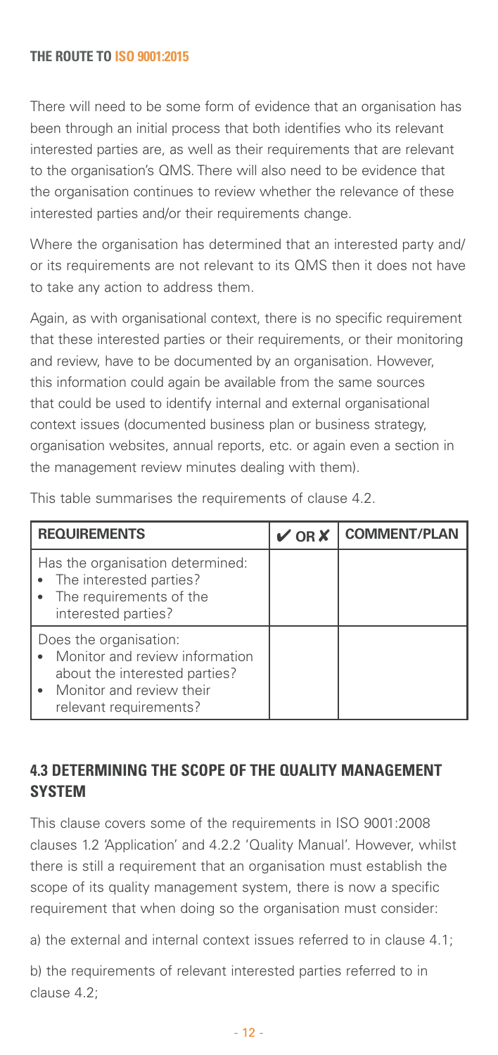There will need to be some form of evidence that an organisation has been through an initial process that both identifies who its relevant interested parties are, as well as their requirements that are relevant to the organisation's QMS. There will also need to be evidence that the organisation continues to review whether the relevance of these interested parties and/or their requirements change.

Where the organisation has determined that an interested party and/or its requirements are not relevant to its QMS then it does not have to take any action to address them.

Again, as with organisational context, there is no specific requirement that these interested parties or their requirements, or their monitoring and review, have to be documented by an organisation. However, this information could again be available from the same sources that could be used to identify internal and external organisational context issues (documented business plan or business strategy, organisation websites, annual reports, etc. or again even a section in the management review minutes dealing with them).

This table summarises the requirements of clause 4.2.

| REQUIREMENTS | ✔ OR ✘ | COMMENT/PLAN |
| --- | --- | --- |
| Has the organisation determined:<br>• The interested parties?<br>• The requirements of the interested parties? | | |
| Does the organisation:<br>• Monitor and review information about the interested parties?<br>• Monitor and review their relevant requirements? | | |

## 4.3 DETERMINING THE SCOPE OF THE QUALITY MANAGEMENT SYSTEM

This clause covers some of the requirements in ISO 9001:2008 clauses 1.2 'Application' and 4.2.2 'Quality Manual'. However, whilst there is still a requirement that an organisation must establish the scope of its quality management system, there is now a specific requirement that when doing so the organisation must consider:

a) the external and internal context issues referred to in clause 4.1;

b) the requirements of relevant interested parties referred to in clause 4.2;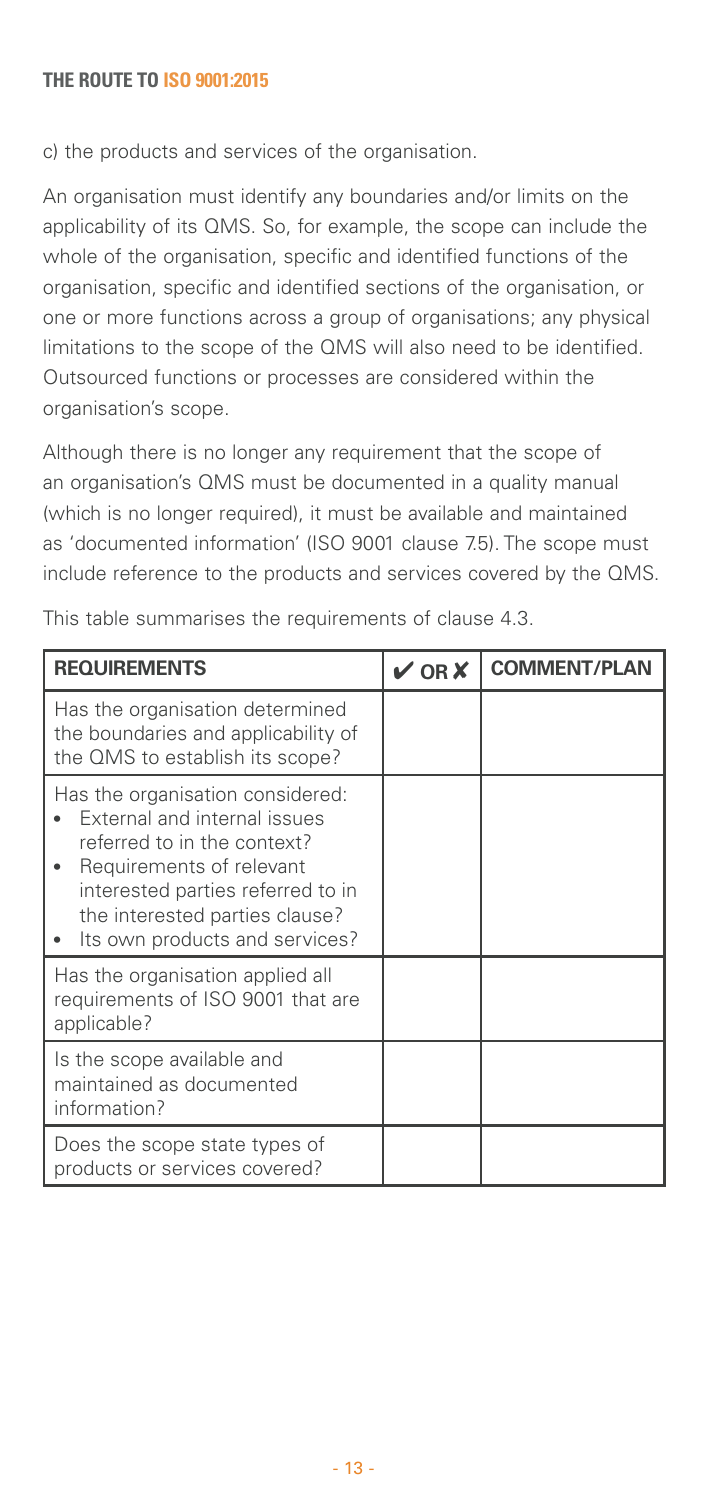c) the products and services of the organisation.

An organisation must identify any boundaries and/or limits on the applicability of its QMS. So, for example, the scope can include the whole of the organisation, specific and identified functions of the organisation, specific and identified sections of the organisation, or one or more functions across a group of organisations; any physical limitations to the scope of the QMS will also need to be identified. Outsourced functions or processes are considered within the organisation's scope.

Although there is no longer any requirement that the scope of an organisation's QMS must be documented in a quality manual (which is no longer required), it must be available and maintained as 'documented information' (ISO 9001 clause 7.5). The scope must include reference to the products and services covered by the QMS.

This table summarises the requirements of clause 4.3.

| REQUIREMENTS | ✔ OR ✘ | COMMENT/PLAN |
|---|---|---|
| Has the organisation determined the boundaries and applicability of the QMS to establish its scope? | | |
| Has the organisation considered:<br>• External and internal issues referred to in the context?<br>• Requirements of relevant interested parties referred to in the interested parties clause?<br>• Its own products and services? | | |
| Has the organisation applied all requirements of ISO 9001 that are applicable? | | |
| Is the scope available and maintained as documented information? | | |
| Does the scope state types of products or services covered? | | |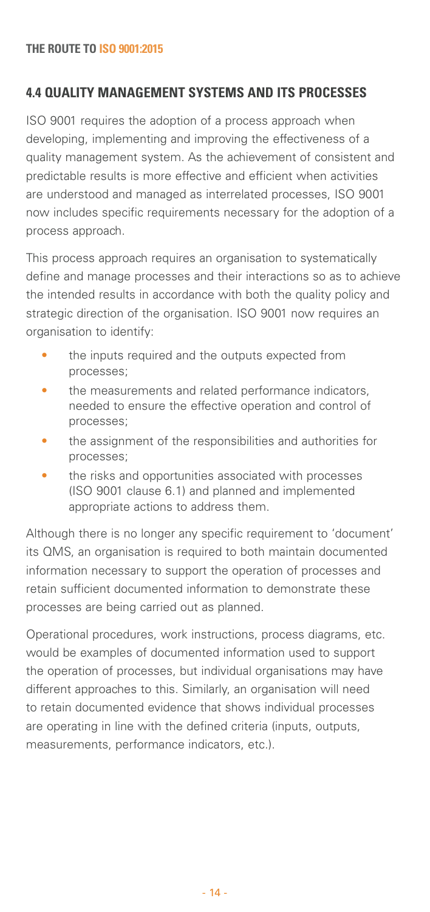## 4.4 QUALITY MANAGEMENT SYSTEMS AND ITS PROCESSES

ISO 9001 requires the adoption of a process approach when developing, implementing and improving the effectiveness of a quality management system. As the achievement of consistent and predictable results is more effective and efficient when activities are understood and managed as interrelated processes, ISO 9001 now includes specific requirements necessary for the adoption of a process approach.

This process approach requires an organisation to systematically define and manage processes and their interactions so as to achieve the intended results in accordance with both the quality policy and strategic direction of the organisation. ISO 9001 now requires an organisation to identify:

- the inputs required and the outputs expected from processes;
- the measurements and related performance indicators, needed to ensure the effective operation and control of processes;
- the assignment of the responsibilities and authorities for processes;
- the risks and opportunities associated with processes (ISO 9001 clause 6.1) and planned and implemented appropriate actions to address them.

Although there is no longer any specific requirement to 'document' its QMS, an organisation is required to both maintain documented information necessary to support the operation of processes and retain sufficient documented information to demonstrate these processes are being carried out as planned.

Operational procedures, work instructions, process diagrams, etc. would be examples of documented information used to support the operation of processes, but individual organisations may have different approaches to this. Similarly, an organisation will need to retain documented evidence that shows individual processes are operating in line with the defined criteria (inputs, outputs, measurements, performance indicators, etc.).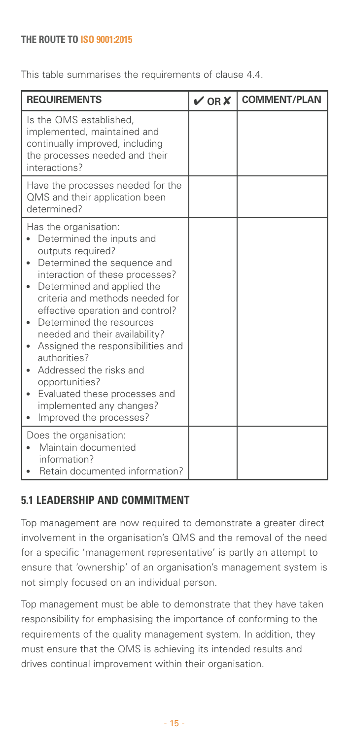This table summarises the requirements of clause 4.4.

| REQUIREMENTS | ✔ OR ✘ | COMMENT/PLAN |
|---|---|---|
| Is the QMS established, implemented, maintained and continually improved, including the processes needed and their interactions? | | |
| Have the processes needed for the QMS and their application been determined? | | |
| Has the organisation:<br>• Determined the inputs and outputs required?<br>• Determined the sequence and interaction of these processes?<br>• Determined and applied the criteria and methods needed for effective operation and control?<br>• Determined the resources needed and their availability?<br>• Assigned the responsibilities and authorities?<br>• Addressed the risks and opportunities?<br>• Evaluated these processes and implemented any changes?<br>• Improved the processes? | | |
| Does the organisation:<br>• Maintain documented information?<br>• Retain documented information? | | |

## 5.1 LEADERSHIP AND COMMITMENT

Top management are now required to demonstrate a greater direct involvement in the organisation's QMS and the removal of the need for a specific 'management representative' is partly an attempt to ensure that 'ownership' of an organisation's management system is not simply focused on an individual person.

Top management must be able to demonstrate that they have taken responsibility for emphasising the importance of conforming to the requirements of the quality management system. In addition, they must ensure that the QMS is achieving its intended results and drives continual improvement within their organisation.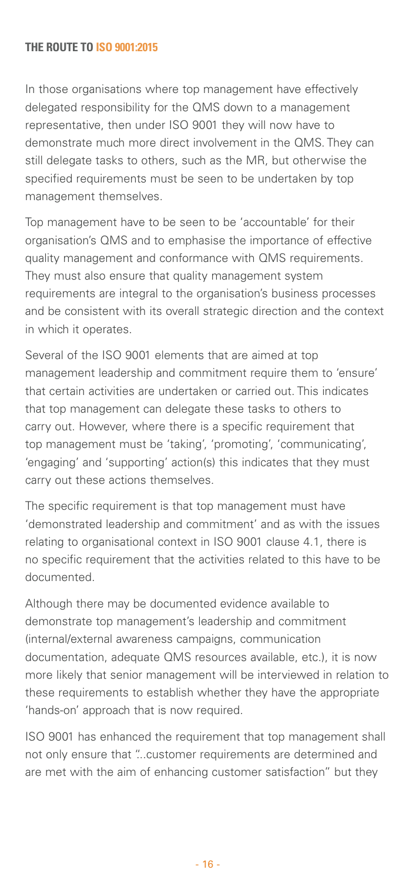In those organisations where top management have effectively delegated responsibility for the QMS down to a management representative, then under ISO 9001 they will now have to demonstrate much more direct involvement in the QMS. They can still delegate tasks to others, such as the MR, but otherwise the specified requirements must be seen to be undertaken by top management themselves.

Top management have to be seen to be 'accountable' for their organisation's QMS and to emphasise the importance of effective quality management and conformance with QMS requirements. They must also ensure that quality management system requirements are integral to the organisation's business processes and be consistent with its overall strategic direction and the context in which it operates.

Several of the ISO 9001 elements that are aimed at top management leadership and commitment require them to 'ensure' that certain activities are undertaken or carried out. This indicates that top management can delegate these tasks to others to carry out. However, where there is a specific requirement that top management must be 'taking', 'promoting', 'communicating', 'engaging' and 'supporting' action(s) this indicates that they must carry out these actions themselves.

The specific requirement is that top management must have 'demonstrated leadership and commitment' and as with the issues relating to organisational context in ISO 9001 clause 4.1, there is no specific requirement that the activities related to this have to be documented.

Although there may be documented evidence available to demonstrate top management's leadership and commitment (internal/external awareness campaigns, communication documentation, adequate QMS resources available, etc.), it is now more likely that senior management will be interviewed in relation to these requirements to establish whether they have the appropriate 'hands-on' approach that is now required.

ISO 9001 has enhanced the requirement that top management shall not only ensure that "...customer requirements are determined and are met with the aim of enhancing customer satisfaction" but they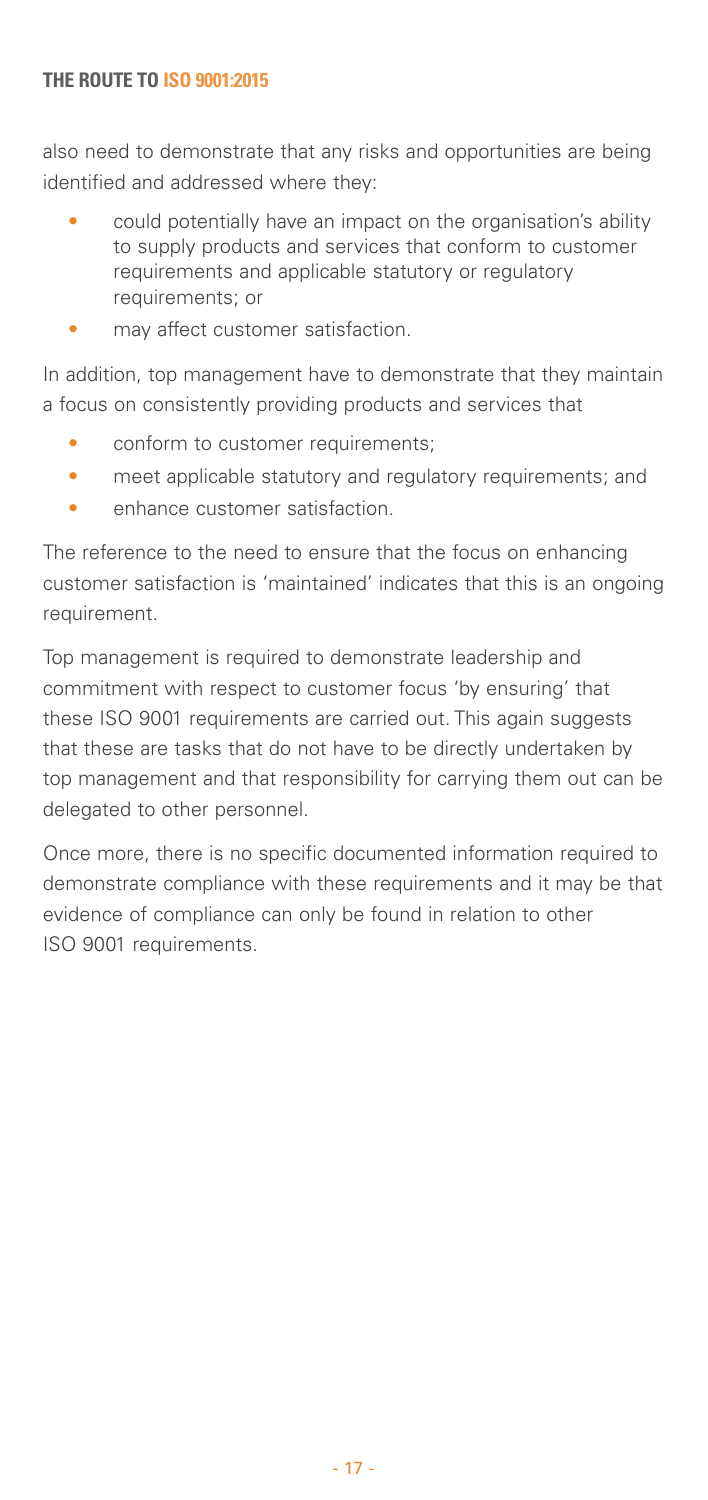also need to demonstrate that any risks and opportunities are being identified and addressed where they:

- could potentially have an impact on the organisation's ability to supply products and services that conform to customer requirements and applicable statutory or regulatory requirements; or
- may affect customer satisfaction.

In addition, top management have to demonstrate that they maintain a focus on consistently providing products and services that

- conform to customer requirements;
- meet applicable statutory and regulatory requirements; and
- enhance customer satisfaction.

The reference to the need to ensure that the focus on enhancing customer satisfaction is 'maintained' indicates that this is an ongoing requirement.

Top management is required to demonstrate leadership and commitment with respect to customer focus 'by ensuring' that these ISO 9001 requirements are carried out. This again suggests that these are tasks that do not have to be directly undertaken by top management and that responsibility for carrying them out can be delegated to other personnel.

Once more, there is no specific documented information required to demonstrate compliance with these requirements and it may be that evidence of compliance can only be found in relation to other ISO 9001 requirements.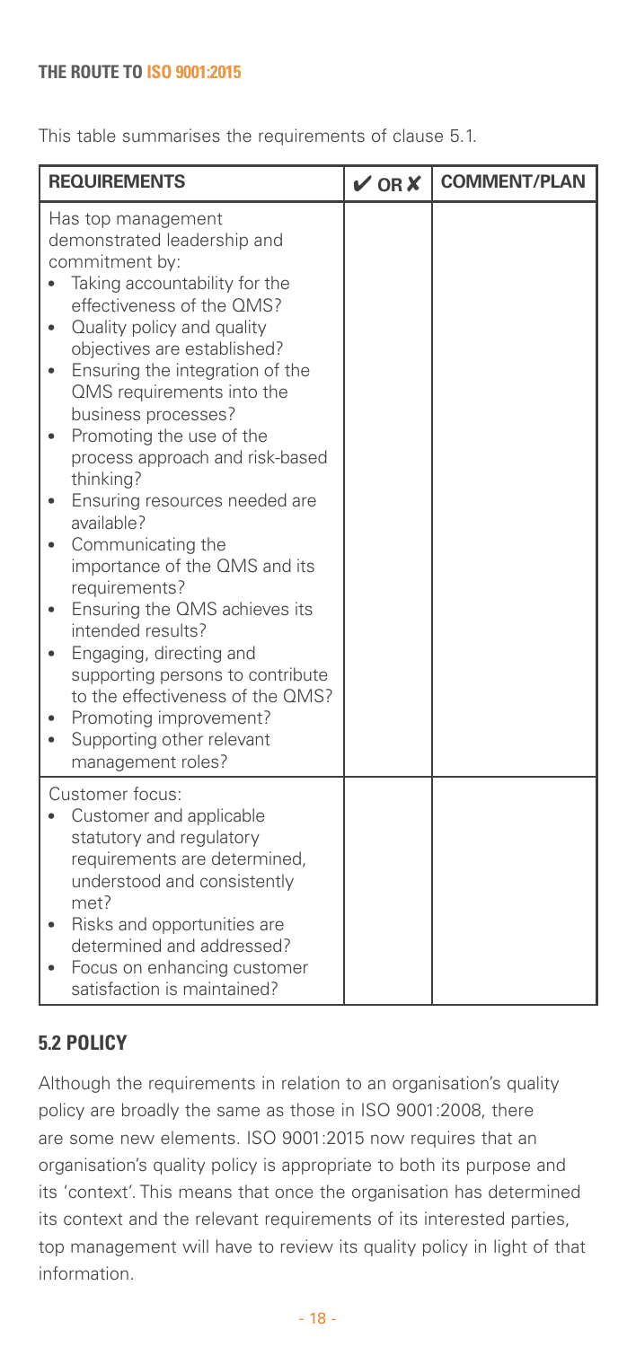This table summarises the requirements of clause 5.1.

| REQUIREMENTS | ✔ OR ✘ | COMMENT/PLAN |
|---|---|---|
| Has top management demonstrated leadership and commitment by:<br>• Taking accountability for the effectiveness of the QMS?<br>• Quality policy and quality objectives are established?<br>• Ensuring the integration of the QMS requirements into the business processes?<br>• Promoting the use of the process approach and risk-based thinking?<br>• Ensuring resources needed are available?<br>• Communicating the importance of the QMS and its requirements?<br>• Ensuring the QMS achieves its intended results?<br>• Engaging, directing and supporting persons to contribute to the effectiveness of the QMS?<br>• Promoting improvement?<br>• Supporting other relevant management roles? | | |
| Customer focus:<br>• Customer and applicable statutory and regulatory requirements are determined, understood and consistently met?<br>• Risks and opportunities are determined and addressed?<br>• Focus on enhancing customer satisfaction is maintained? | | |

## 5.2 POLICY

Although the requirements in relation to an organisation's quality policy are broadly the same as those in ISO 9001:2008, there are some new elements. ISO 9001:2015 now requires that an organisation's quality policy is appropriate to both its purpose and its 'context'. This means that once the organisation has determined its context and the relevant requirements of its interested parties, top management will have to review its quality policy in light of that information.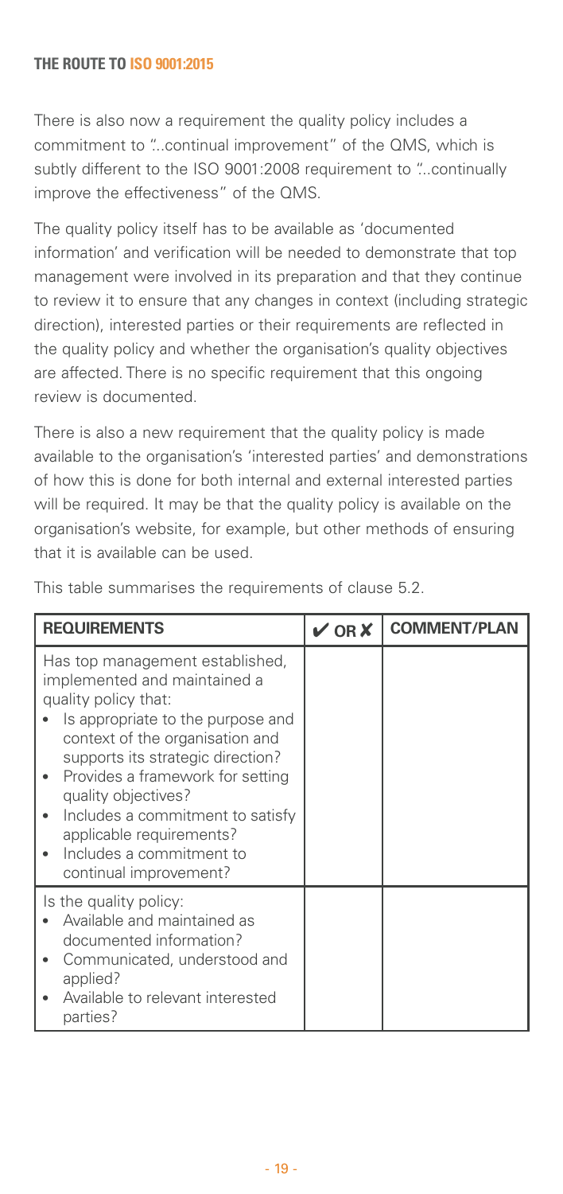There is also now a requirement the quality policy includes a commitment to "...continual improvement" of the QMS, which is subtly different to the ISO 9001:2008 requirement to "...continually improve the effectiveness" of the QMS.

The quality policy itself has to be available as 'documented information' and verification will be needed to demonstrate that top management were involved in its preparation and that they continue to review it to ensure that any changes in context (including strategic direction), interested parties or their requirements are reflected in the quality policy and whether the organisation's quality objectives are affected. There is no specific requirement that this ongoing review is documented.

There is also a new requirement that the quality policy is made available to the organisation's 'interested parties' and demonstrations of how this is done for both internal and external interested parties will be required. It may be that the quality policy is available on the organisation's website, for example, but other methods of ensuring that it is available can be used.

This table summarises the requirements of clause 5.2.

| REQUIREMENTS | ✔ OR ✘ | COMMENT/PLAN |
|---|---|---|
| Has top management established, implemented and maintained a quality policy that:<br>• Is appropriate to the purpose and context of the organisation and supports its strategic direction?<br>• Provides a framework for setting quality objectives?<br>• Includes a commitment to satisfy applicable requirements?<br>• Includes a commitment to continual improvement? | | |
| Is the quality policy:<br>• Available and maintained as documented information?<br>• Communicated, understood and applied?<br>• Available to relevant interested parties? | | |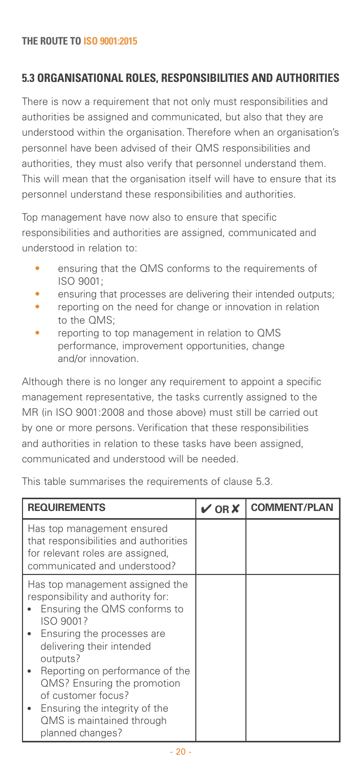## 5.3 ORGANISATIONAL ROLES, RESPONSIBILITIES AND AUTHORITIES

There is now a requirement that not only must responsibilities and authorities be assigned and communicated, but also that they are understood within the organisation. Therefore when an organisation's personnel have been advised of their QMS responsibilities and authorities, they must also verify that personnel understand them. This will mean that the organisation itself will have to ensure that its personnel understand these responsibilities and authorities.

Top management have now also to ensure that specific responsibilities and authorities are assigned, communicated and understood in relation to:

- ensuring that the QMS conforms to the requirements of ISO 9001;
- ensuring that processes are delivering their intended outputs;
- reporting on the need for change or innovation in relation to the QMS;
- reporting to top management in relation to QMS performance, improvement opportunities, change and/or innovation.

Although there is no longer any requirement to appoint a specific management representative, the tasks currently assigned to the MR (in ISO 9001:2008 and those above) must still be carried out by one or more persons. Verification that these responsibilities and authorities in relation to these tasks have been assigned, communicated and understood will be needed.

This table summarises the requirements of clause 5.3.

| REQUIREMENTS | ✔ OR ✘ | COMMENT/PLAN |
|---|---|---|
| Has top management ensured that responsibilities and authorities for relevant roles are assigned, communicated and understood? | | |
| Has top management assigned the responsibility and authority for:<br>• Ensuring the QMS conforms to ISO 9001?<br>• Ensuring the processes are delivering their intended outputs?<br>• Reporting on performance of the QMS? Ensuring the promotion of customer focus?<br>• Ensuring the integrity of the QMS is maintained through planned changes? | | |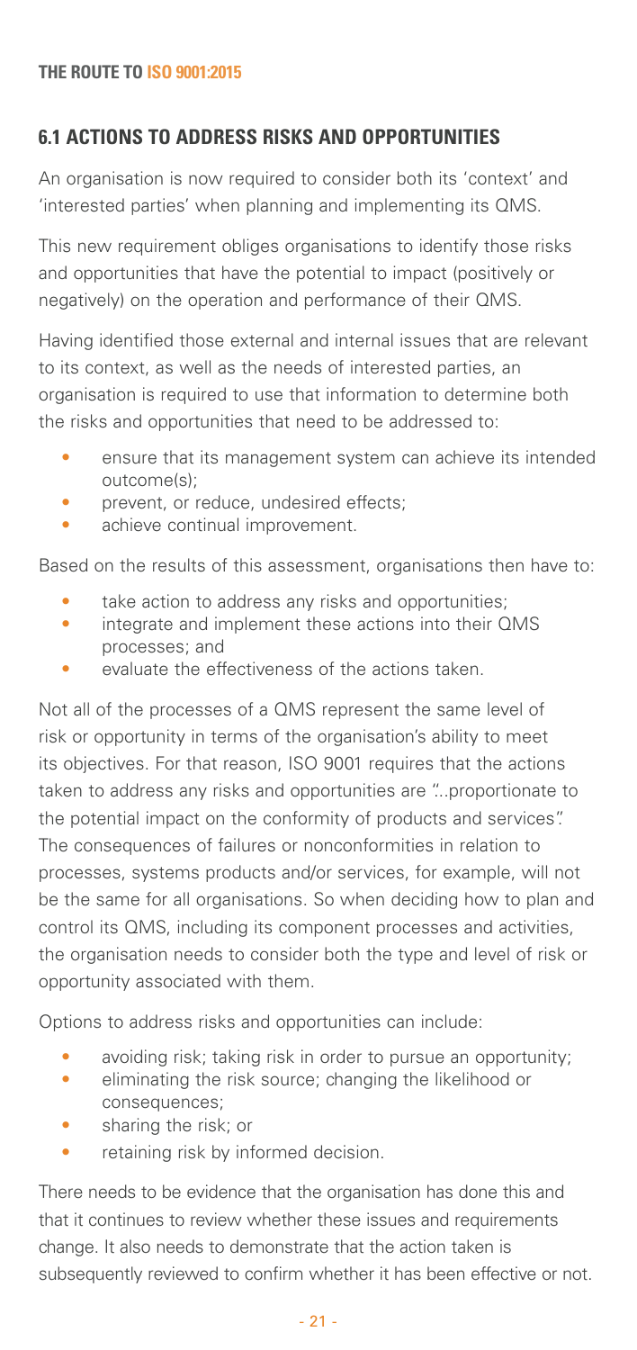## 6.1 ACTIONS TO ADDRESS RISKS AND OPPORTUNITIES

An organisation is now required to consider both its 'context' and 'interested parties' when planning and implementing its QMS.

This new requirement obliges organisations to identify those risks and opportunities that have the potential to impact (positively or negatively) on the operation and performance of their QMS.

Having identified those external and internal issues that are relevant to its context, as well as the needs of interested parties, an organisation is required to use that information to determine both the risks and opportunities that need to be addressed to:

- ensure that its management system can achieve its intended outcome(s);
- prevent, or reduce, undesired effects;
- achieve continual improvement.

Based on the results of this assessment, organisations then have to:

- take action to address any risks and opportunities;
- integrate and implement these actions into their QMS processes; and
- evaluate the effectiveness of the actions taken.

Not all of the processes of a QMS represent the same level of risk or opportunity in terms of the organisation's ability to meet its objectives. For that reason, ISO 9001 requires that the actions taken to address any risks and opportunities are "..proportionate to the potential impact on the conformity of products and services". The consequences of failures or nonconformities in relation to processes, systems products and/or services, for example, will not be the same for all organisations. So when deciding how to plan and control its QMS, including its component processes and activities, the organisation needs to consider both the type and level of risk or opportunity associated with them.

Options to address risks and opportunities can include:

- avoiding risk; taking risk in order to pursue an opportunity;
- eliminating the risk source; changing the likelihood or consequences;
- sharing the risk; or
- retaining risk by informed decision.

There needs to be evidence that the organisation has done this and that it continues to review whether these issues and requirements change. It also needs to demonstrate that the action taken is subsequently reviewed to confirm whether it has been effective or not.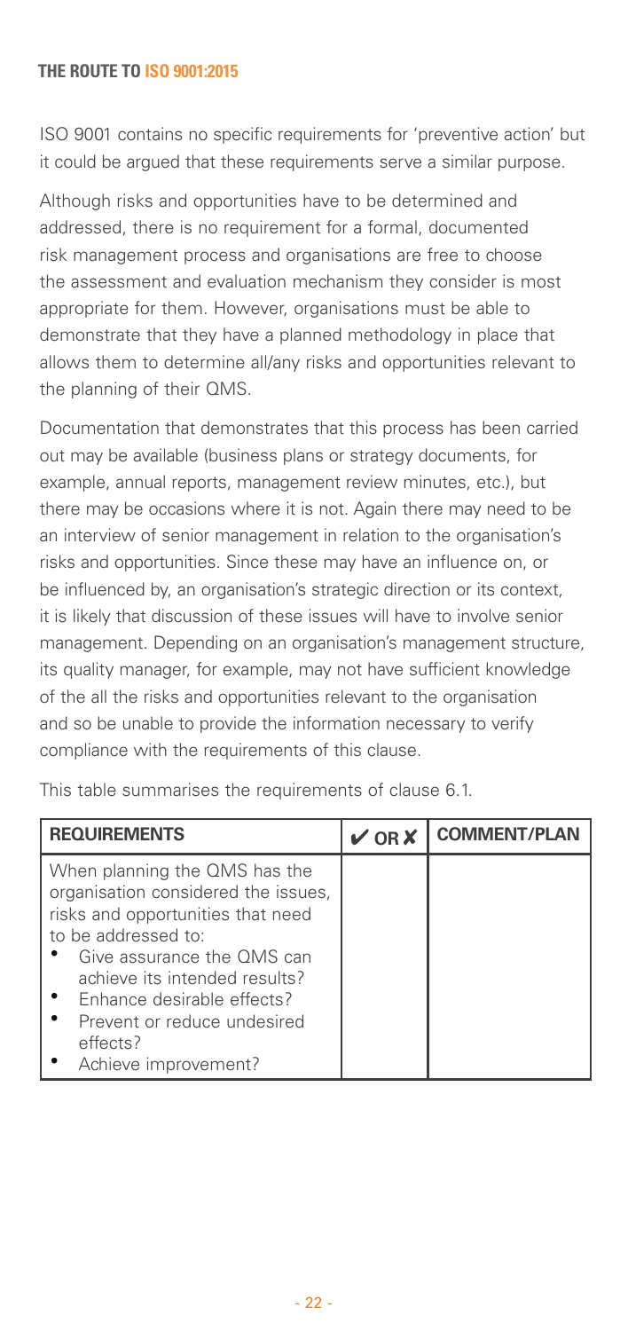ISO 9001 contains no specific requirements for 'preventive action' but it could be argued that these requirements serve a similar purpose.

Although risks and opportunities have to be determined and addressed, there is no requirement for a formal, documented risk management process and organisations are free to choose the assessment and evaluation mechanism they consider is most appropriate for them. However, organisations must be able to demonstrate that they have a planned methodology in place that allows them to determine all/any risks and opportunities relevant to the planning of their QMS.

Documentation that demonstrates that this process has been carried out may be available (business plans or strategy documents, for example, annual reports, management review minutes, etc.), but there may be occasions where it is not. Again there may need to be an interview of senior management in relation to the organisation's risks and opportunities. Since these may have an influence on, or be influenced by, an organisation's strategic direction or its context, it is likely that discussion of these issues will have to involve senior management. Depending on an organisation's management structure, its quality manager, for example, may not have sufficient knowledge of the all the risks and opportunities relevant to the organisation and so be unable to provide the information necessary to verify compliance with the requirements of this clause.

This table summarises the requirements of clause 6.1.

| REQUIREMENTS | ✔ OR ✘ | COMMENT/PLAN |
|---|---|---|
| When planning the QMS has the organisation considered the issues, risks and opportunities that need to be addressed to:<br>• Give assurance the QMS can achieve its intended results?<br>• Enhance desirable effects?<br>• Prevent or reduce undesired effects?<br>• Achieve improvement? | | |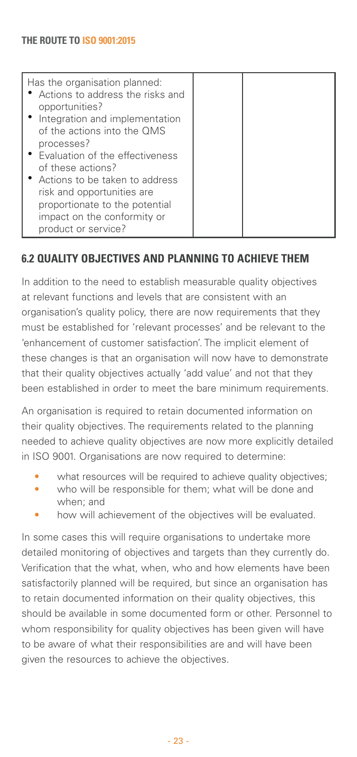| Has the organisation planned:<br>• Actions to address the risks and opportunities?<br>• Integration and implementation of the actions into the QMS processes?<br>• Evaluation of the effectiveness of these actions?<br>• Actions to be taken to address risk and opportunities are proportionate to the potential impact on the conformity or product or service? | | |
|---|---|---|

## 6.2 QUALITY OBJECTIVES AND PLANNING TO ACHIEVE THEM

In addition to the need to establish measurable quality objectives at relevant functions and levels that are consistent with an organisation's quality policy, there are now requirements that they must be established for 'relevant processes' and be relevant to the 'enhancement of customer satisfaction'. The implicit element of these changes is that an organisation will now have to demonstrate that their quality objectives actually 'add value' and not that they been established in order to meet the bare minimum requirements.

An organisation is required to retain documented information on their quality objectives. The requirements related to the planning needed to achieve quality objectives are now more explicitly detailed in ISO 9001. Organisations are now required to determine:

- what resources will be required to achieve quality objectives;
- who will be responsible for them; what will be done and when; and
- how will achievement of the objectives will be evaluated.

In some cases this will require organisations to undertake more detailed monitoring of objectives and targets than they currently do. Verification that the what, when, who and how elements have been satisfactorily planned will be required, but since an organisation has to retain documented information on their quality objectives, this should be available in some documented form or other. Personnel to whom responsibility for quality objectives has been given will have to be aware of what their responsibilities are and will have been given the resources to achieve the objectives.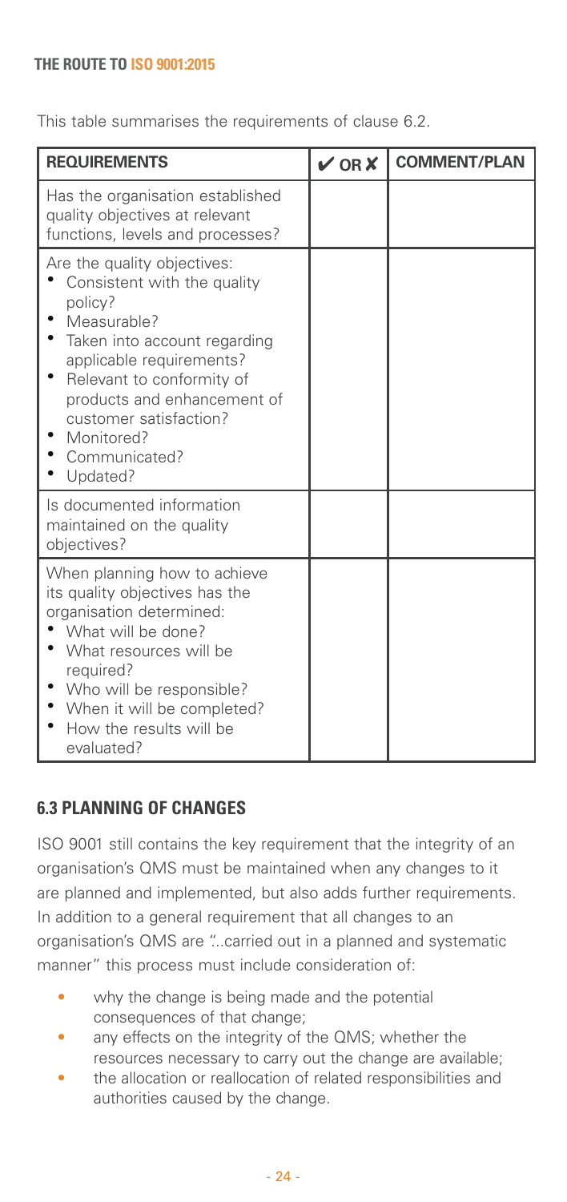This table summarises the requirements of clause 6.2.

| REQUIREMENTS | ✔ OR ✘ | COMMENT/PLAN |
|---|---|---|
| Has the organisation established quality objectives at relevant functions, levels and processes? | | |
| Are the quality objectives:<br>• Consistent with the quality policy?<br>• Measurable?<br>• Taken into account regarding applicable requirements?<br>• Relevant to conformity of products and enhancement of customer satisfaction?<br>• Monitored?<br>• Communicated?<br>• Updated? | | |
| Is documented information maintained on the quality objectives? | | |
| When planning how to achieve its quality objectives has the organisation determined:<br>• What will be done?<br>• What resources will be required?<br>• Who will be responsible?<br>• When it will be completed?<br>• How the results will be evaluated? | | |

## 6.3 PLANNING OF CHANGES

ISO 9001 still contains the key requirement that the integrity of an organisation's QMS must be maintained when any changes to it are planned and implemented, but also adds further requirements. In addition to a general requirement that all changes to an organisation's QMS are "...carried out in a planned and systematic manner" this process must include consideration of:

- why the change is being made and the potential consequences of that change;
- any effects on the integrity of the QMS; whether the resources necessary to carry out the change are available;
- the allocation or reallocation of related responsibilities and authorities caused by the change.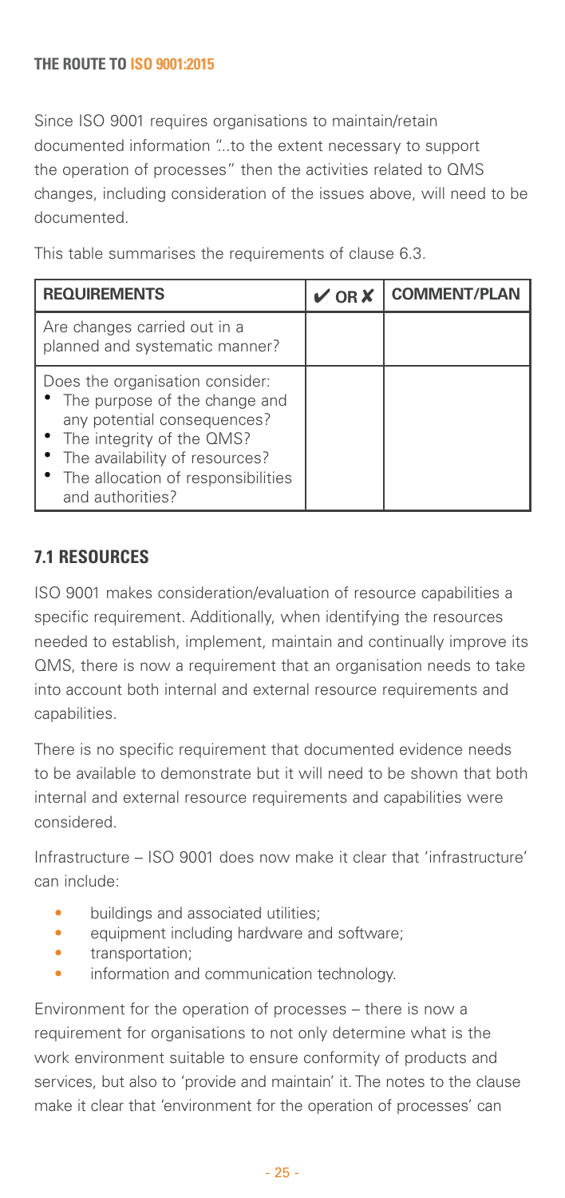Since ISO 9001 requires organisations to maintain/retain documented information "...to the extent necessary to support the operation of processes" then the activities related to QMS changes, including consideration of the issues above, will need to be documented.

This table summarises the requirements of clause 6.3.

| REQUIREMENTS | ✔ OR ✘ | COMMENT/PLAN |
|---|---|---|
| Are changes carried out in a planned and systematic manner? | | |
| Does the organisation consider:<br>• The purpose of the change and any potential consequences?<br>• The integrity of the QMS?<br>• The availability of resources?<br>• The allocation of responsibilities and authorities? | | |

## 7.1 RESOURCES

ISO 9001 makes consideration/evaluation of resource capabilities a specific requirement. Additionally, when identifying the resources needed to establish, implement, maintain and continually improve its QMS, there is now a requirement that an organisation needs to take into account both internal and external resource requirements and capabilities.

There is no specific requirement that documented evidence needs to be available to demonstrate but it will need to be shown that both internal and external resource requirements and capabilities were considered.

Infrastructure – ISO 9001 does now make it clear that 'infrastructure' can include:

- buildings and associated utilities;
- equipment including hardware and software;
- transportation;
- information and communication technology.

Environment for the operation of processes – there is now a requirement for organisations to not only determine what is the work environment suitable to ensure conformity of products and services, but also to 'provide and maintain' it. The notes to the clause make it clear that 'environment for the operation of processes' can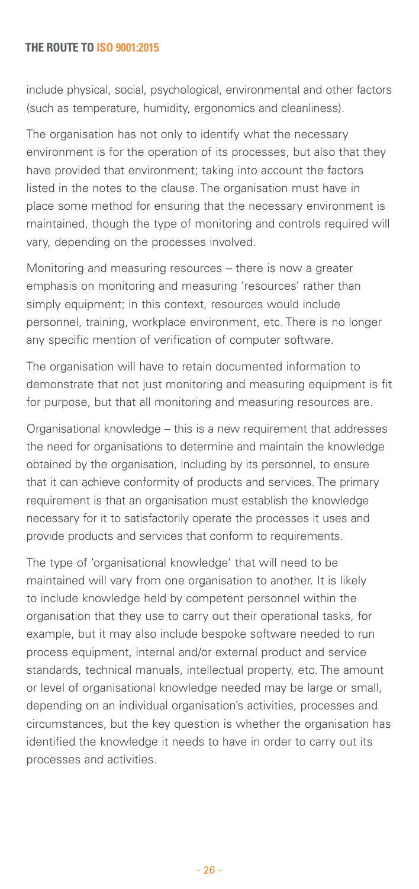include physical, social, psychological, environmental and other factors (such as temperature, humidity, ergonomics and cleanliness).

The organisation has not only to identify what the necessary environment is for the operation of its processes, but also that they have provided that environment; taking into account the factors listed in the notes to the clause. The organisation must have in place some method for ensuring that the necessary environment is maintained, though the type of monitoring and controls required will vary, depending on the processes involved.

Monitoring and measuring resources – there is now a greater emphasis on monitoring and measuring 'resources' rather than simply equipment; in this context, resources would include personnel, training, workplace environment, etc. There is no longer any specific mention of verification of computer software.

The organisation will have to retain documented information to demonstrate that not just monitoring and measuring equipment is fit for purpose, but that all monitoring and measuring resources are.

Organisational knowledge – this is a new requirement that addresses the need for organisations to determine and maintain the knowledge obtained by the organisation, including by its personnel, to ensure that it can achieve conformity of products and services. The primary requirement is that an organisation must establish the knowledge necessary for it to satisfactorily operate the processes it uses and provide products and services that conform to requirements.

The type of 'organisational knowledge' that will need to be maintained will vary from one organisation to another. It is likely to include knowledge held by competent personnel within the organisation that they use to carry out their operational tasks, for example, but it may also include bespoke software needed to run process equipment, internal and/or external product and service standards, technical manuals, intellectual property, etc. The amount or level of organisational knowledge needed may be large or small, depending on an individual organisation's activities, processes and circumstances, but the key question is whether the organisation has identified the knowledge it needs to have in order to carry out its processes and activities.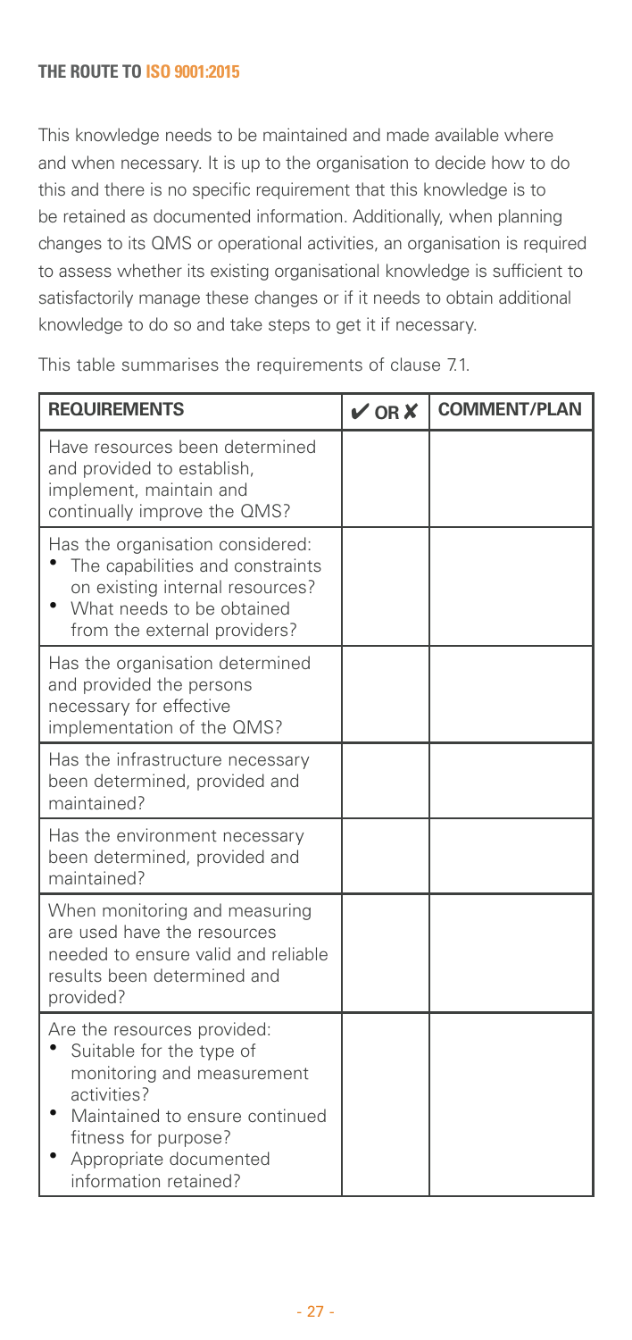This knowledge needs to be maintained and made available where and when necessary. It is up to the organisation to decide how to do this and there is no specific requirement that this knowledge is to be retained as documented information. Additionally, when planning changes to its QMS or operational activities, an organisation is required to assess whether its existing organisational knowledge is sufficient to satisfactorily manage these changes or if it needs to obtain additional knowledge to do so and take steps to get it if necessary.

This table summarises the requirements of clause 7.1.

| REQUIREMENTS | ✔ OR ✘ | COMMENT/PLAN |
| --- | --- | --- |
| Have resources been determined and provided to establish, implement, maintain and continually improve the QMS? | | |
| Has the organisation considered:<br>• The capabilities and constraints on existing internal resources?<br>• What needs to be obtained from the external providers? | | |
| Has the organisation determined and provided the persons necessary for effective implementation of the QMS? | | |
| Has the infrastructure necessary been determined, provided and maintained? | | |
| Has the environment necessary been determined, provided and maintained? | | |
| When monitoring and measuring are used have the resources needed to ensure valid and reliable results been determined and provided? | | |
| Are the resources provided:<br>• Suitable for the type of monitoring and measurement activities?<br>• Maintained to ensure continued fitness for purpose?<br>• Appropriate documented information retained? | | |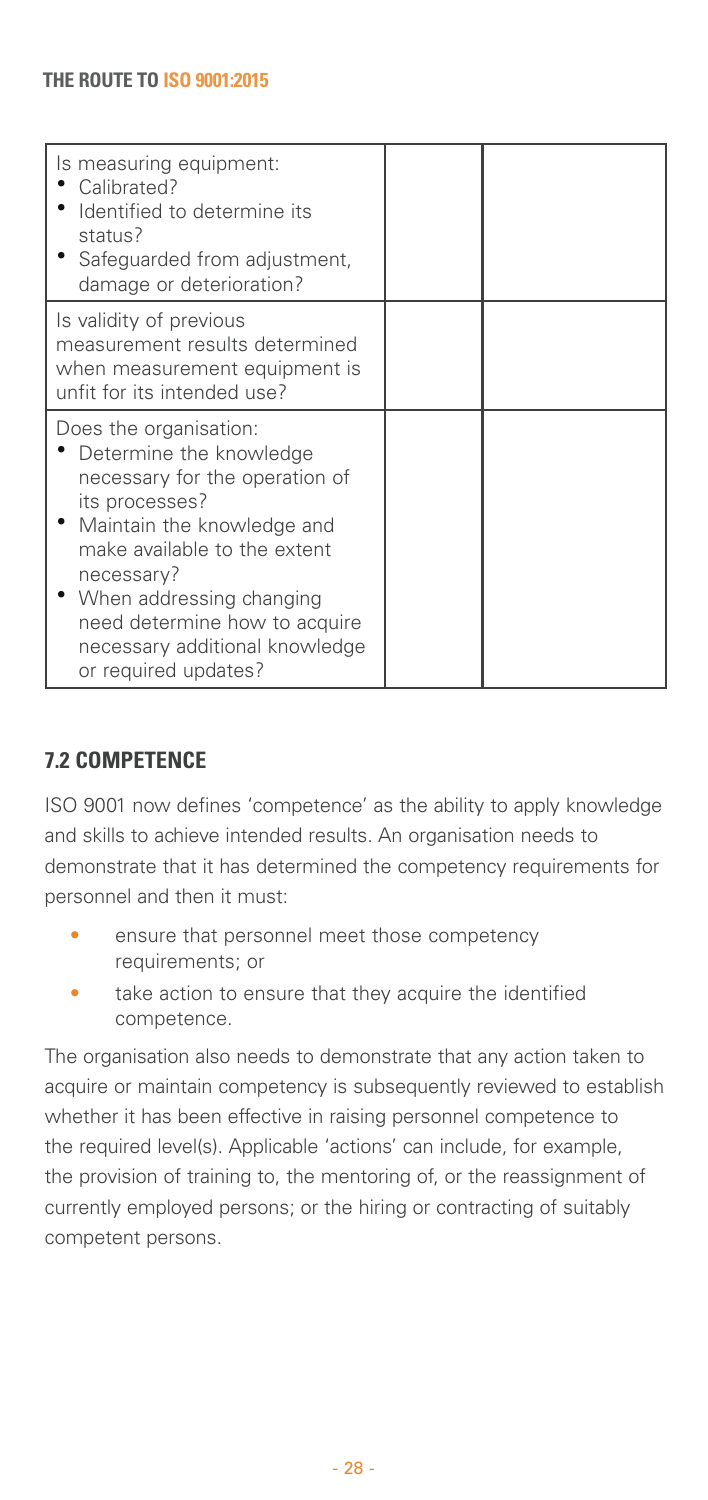| | | |
|---|---|---|
| Is measuring equipment:<br>• Calibrated?<br>• Identified to determine its status?<br>• Safeguarded from adjustment, damage or deterioration? | | |
| Is validity of previous measurement results determined when measurement equipment is unfit for its intended use? | | |
| Does the organisation:<br>• Determine the knowledge necessary for the operation of its processes?<br>• Maintain the knowledge and make available to the extent necessary?<br>• When addressing changing need determine how to acquire necessary additional knowledge or required updates? | | |

## 7.2 COMPETENCE

ISO 9001 now defines 'competence' as the ability to apply knowledge and skills to achieve intended results. An organisation needs to demonstrate that it has determined the competency requirements for personnel and then it must:

- ensure that personnel meet those competency requirements; or
- take action to ensure that they acquire the identified competence.

The organisation also needs to demonstrate that any action taken to acquire or maintain competency is subsequently reviewed to establish whether it has been effective in raising personnel competence to the required level(s). Applicable 'actions' can include, for example, the provision of training to, the mentoring of, or the reassignment of currently employed persons; or the hiring or contracting of suitably competent persons.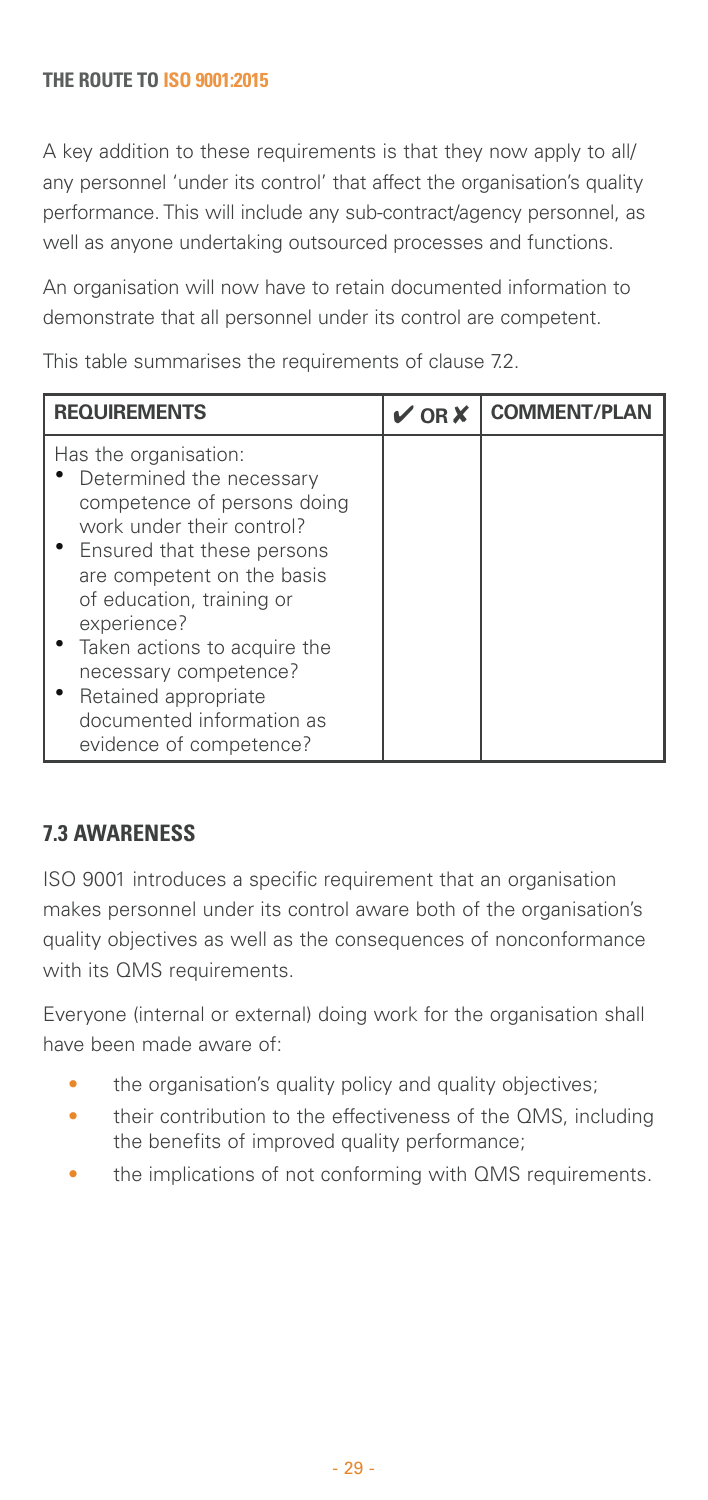A key addition to these requirements is that they now apply to all/ any personnel 'under its control' that affect the organisation's quality performance. This will include any sub-contract/agency personnel, as well as anyone undertaking outsourced processes and functions.

An organisation will now have to retain documented information to demonstrate that all personnel under its control are competent.

This table summarises the requirements of clause 7.2.

| REQUIREMENTS | ✔ OR ✘ | COMMENT/PLAN |
|---|---|---|
| Has the organisation:<br>• Determined the necessary competence of persons doing work under their control?<br>• Ensured that these persons are competent on the basis of education, training or experience?<br>• Taken actions to acquire the necessary competence?<br>• Retained appropriate documented information as evidence of competence? | | |

## 7.3 AWARENESS

ISO 9001 introduces a specific requirement that an organisation makes personnel under its control aware both of the organisation's quality objectives as well as the consequences of nonconformance with its QMS requirements.

Everyone (internal or external) doing work for the organisation shall have been made aware of:

- the organisation's quality policy and quality objectives;
- their contribution to the effectiveness of the QMS, including the benefits of improved quality performance;
- the implications of not conforming with QMS requirements.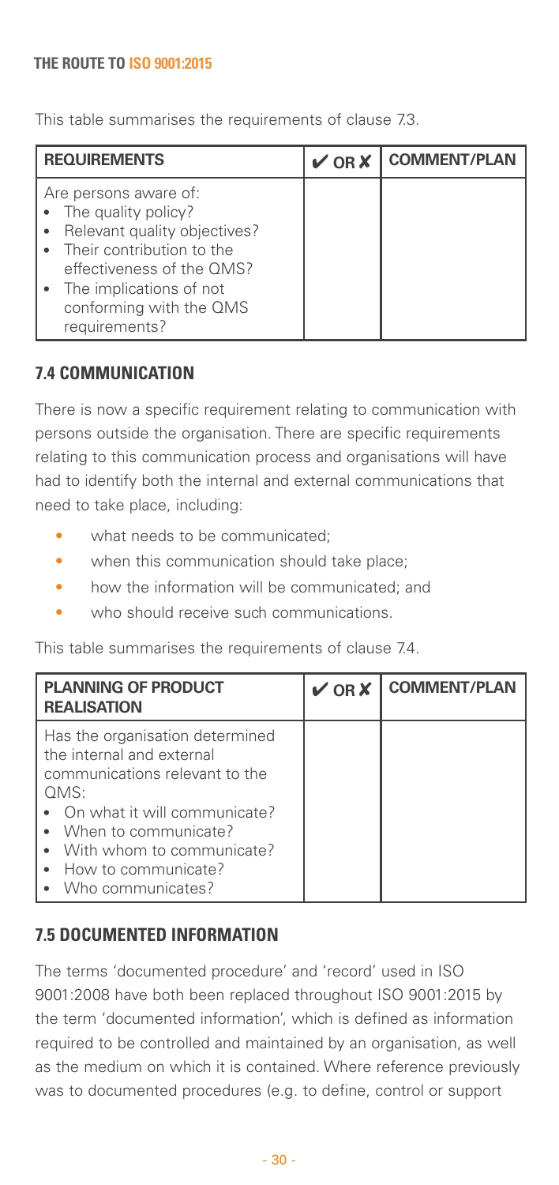This table summarises the requirements of clause 7.3.

| REQUIREMENTS | ✔ OR ✘ | COMMENT/PLAN |
|---|---|---|
| Are persons aware of:<br>• The quality policy?<br>• Relevant quality objectives?<br>• Their contribution to the effectiveness of the QMS?<br>• The implications of not conforming with the QMS requirements? | | |

## 7.4 COMMUNICATION

There is now a specific requirement relating to communication with persons outside the organisation. There are specific requirements relating to this communication process and organisations will have had to identify both the internal and external communications that need to take place, including:

- what needs to be communicated;
- when this communication should take place;
- how the information will be communicated; and
- who should receive such communications.

This table summarises the requirements of clause 7.4.

| PLANNING OF PRODUCT REALISATION | ✔ OR ✘ | COMMENT/PLAN |
|---|---|---|
| Has the organisation determined the internal and external communications relevant to the QMS:<br>• On what it will communicate?<br>• When to communicate?<br>• With whom to communicate?<br>• How to communicate?<br>• Who communicates? | | |

## 7.5 DOCUMENTED INFORMATION

The terms 'documented procedure' and 'record' used in ISO 9001:2008 have both been replaced throughout ISO 9001:2015 by the term 'documented information', which is defined as information required to be controlled and maintained by an organisation, as well as the medium on which it is contained. Where reference previously was to documented procedures (e.g. to define, control or support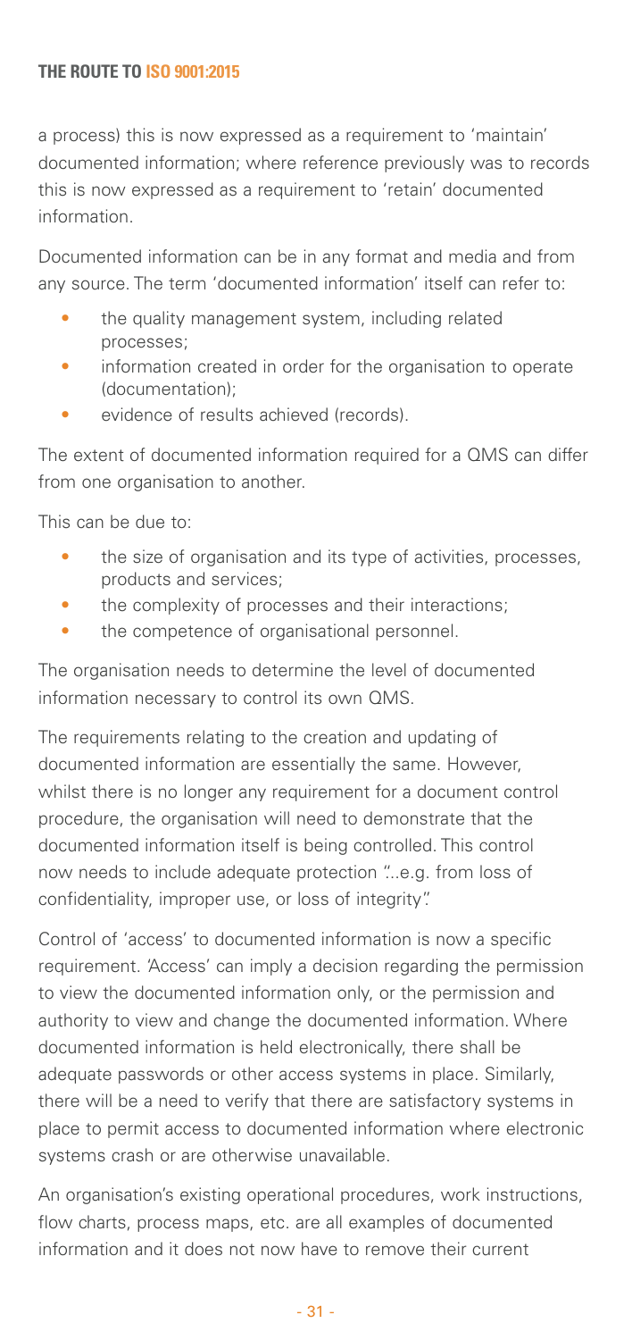a process) this is now expressed as a requirement to 'maintain' documented information; where reference previously was to records this is now expressed as a requirement to 'retain' documented information.

Documented information can be in any format and media and from any source. The term 'documented information' itself can refer to:

- the quality management system, including related processes;
- information created in order for the organisation to operate (documentation);
- evidence of results achieved (records).

The extent of documented information required for a QMS can differ from one organisation to another.

This can be due to:

- the size of organisation and its type of activities, processes, products and services;
- the complexity of processes and their interactions;
- the competence of organisational personnel.

The organisation needs to determine the level of documented information necessary to control its own QMS.

The requirements relating to the creation and updating of documented information are essentially the same. However, whilst there is no longer any requirement for a document control procedure, the organisation will need to demonstrate that the documented information itself is being controlled. This control now needs to include adequate protection "...e.g. from loss of confidentiality, improper use, or loss of integrity".

Control of 'access' to documented information is now a specific requirement. 'Access' can imply a decision regarding the permission to view the documented information only, or the permission and authority to view and change the documented information. Where documented information is held electronically, there shall be adequate passwords or other access systems in place. Similarly, there will be a need to verify that there are satisfactory systems in place to permit access to documented information where electronic systems crash or are otherwise unavailable.

An organisation's existing operational procedures, work instructions, flow charts, process maps, etc. are all examples of documented information and it does not now have to remove their current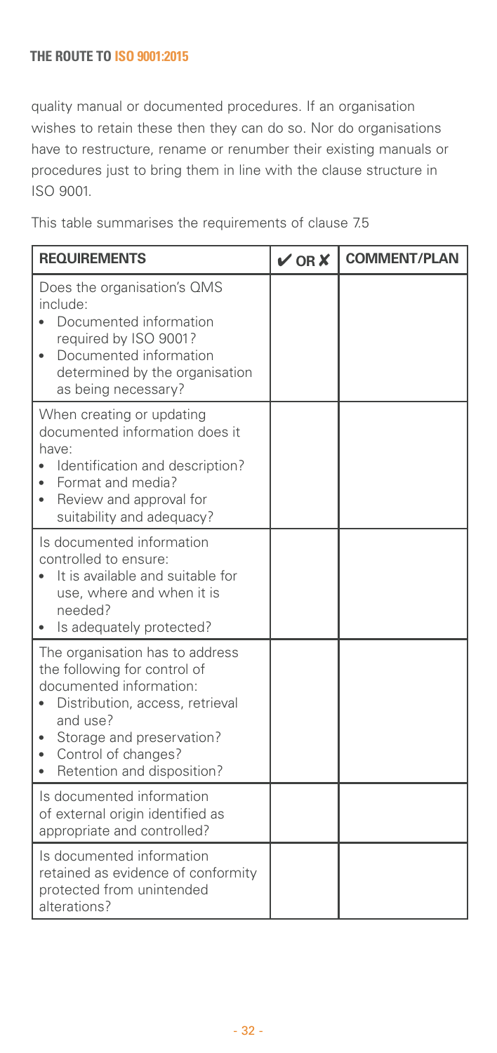quality manual or documented procedures. If an organisation wishes to retain these then they can do so. Nor do organisations have to restructure, rename or renumber their existing manuals or procedures just to bring them in line with the clause structure in ISO 9001.

This table summarises the requirements of clause 7.5

| REQUIREMENTS | ✔ OR ✘ | COMMENT/PLAN |
|---|---|---|
| Does the organisation's QMS include:<br>• Documented information required by ISO 9001?<br>• Documented information determined by the organisation as being necessary? | | |
| When creating or updating documented information does it have:<br>• Identification and description?<br>• Format and media?<br>• Review and approval for suitability and adequacy? | | |
| Is documented information controlled to ensure:<br>• It is available and suitable for use, where and when it is needed?<br>• Is adequately protected? | | |
| The organisation has to address the following for control of documented information:<br>• Distribution, access, retrieval and use?<br>• Storage and preservation?<br>• Control of changes?<br>• Retention and disposition? | | |
| Is documented information of external origin identified as appropriate and controlled? | | |
| Is documented information retained as evidence of conformity protected from unintended alterations? | | |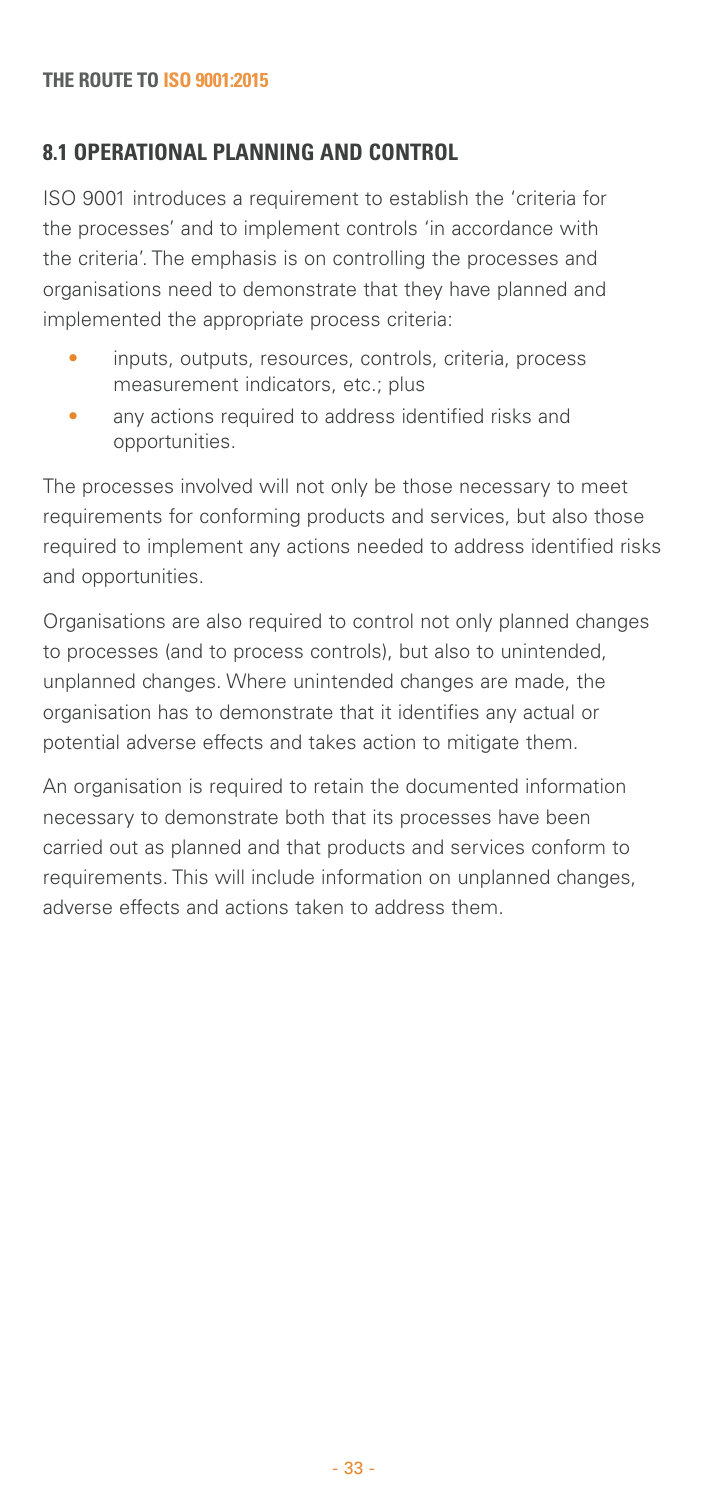## 8.1 OPERATIONAL PLANNING AND CONTROL

ISO 9001 introduces a requirement to establish the 'criteria for the processes' and to implement controls 'in accordance with the criteria'. The emphasis is on controlling the processes and organisations need to demonstrate that they have planned and implemented the appropriate process criteria:

- inputs, outputs, resources, controls, criteria, process measurement indicators, etc.; plus
- any actions required to address identified risks and opportunities.

The processes involved will not only be those necessary to meet requirements for conforming products and services, but also those required to implement any actions needed to address identified risks and opportunities.

Organisations are also required to control not only planned changes to processes (and to process controls), but also to unintended, unplanned changes. Where unintended changes are made, the organisation has to demonstrate that it identifies any actual or potential adverse effects and takes action to mitigate them.

An organisation is required to retain the documented information necessary to demonstrate both that its processes have been carried out as planned and that products and services conform to requirements. This will include information on unplanned changes, adverse effects and actions taken to address them.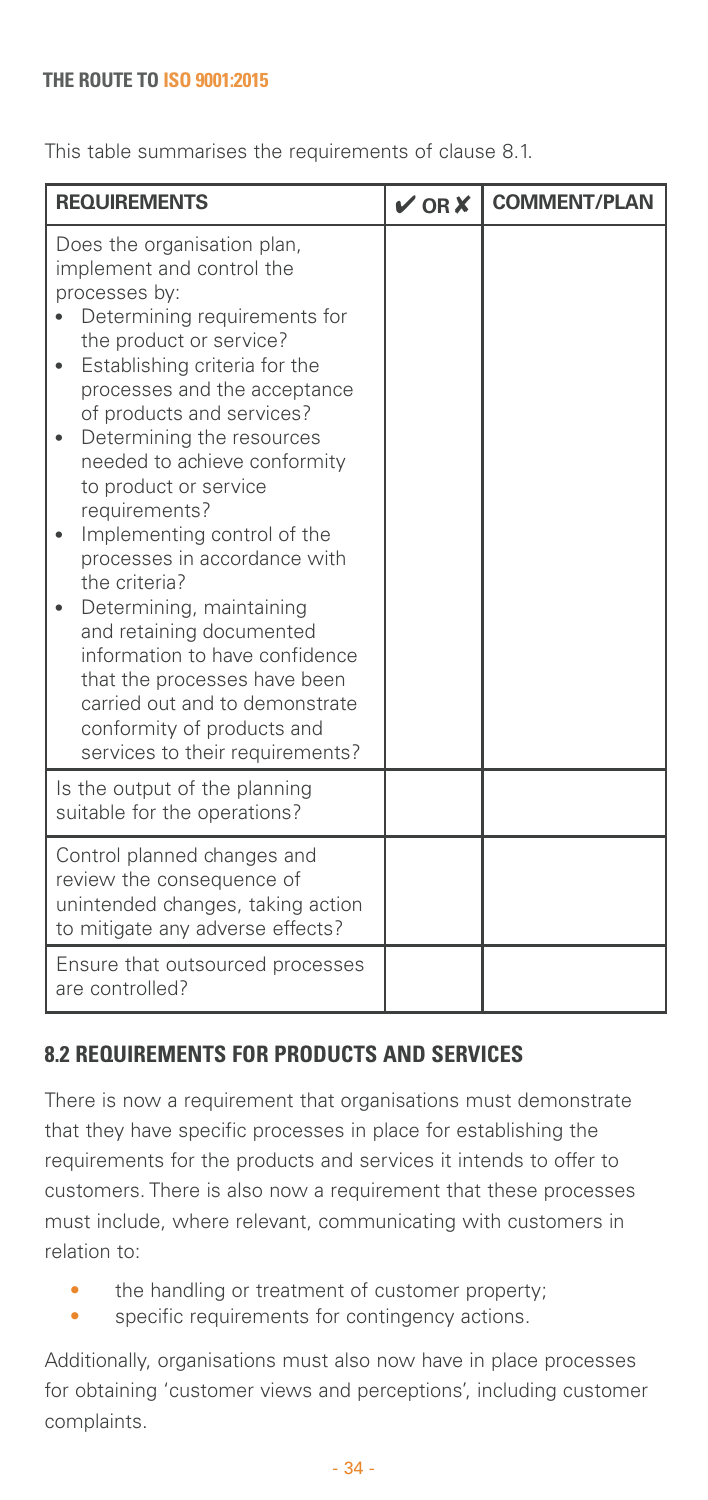This table summarises the requirements of clause 8.1.

| REQUIREMENTS | ✔ OR ✘ | COMMENT/PLAN |
|---|---|---|
| Does the organisation plan, implement and control the processes by:<br>• Determining requirements for the product or service?<br>• Establishing criteria for the processes and the acceptance of products and services?<br>• Determining the resources needed to achieve conformity to product or service requirements?<br>• Implementing control of the processes in accordance with the criteria?<br>• Determining, maintaining and retaining documented information to have confidence that the processes have been carried out and to demonstrate conformity of products and services to their requirements? | | |
| Is the output of the planning suitable for the operations? | | |
| Control planned changes and review the consequence of unintended changes, taking action to mitigate any adverse effects? | | |
| Ensure that outsourced processes are controlled? | | |

## 8.2 REQUIREMENTS FOR PRODUCTS AND SERVICES

There is now a requirement that organisations must demonstrate that they have specific processes in place for establishing the requirements for the products and services it intends to offer to customers. There is also now a requirement that these processes must include, where relevant, communicating with customers in relation to:

- the handling or treatment of customer property;
- specific requirements for contingency actions.

Additionally, organisations must also now have in place processes for obtaining 'customer views and perceptions', including customer complaints.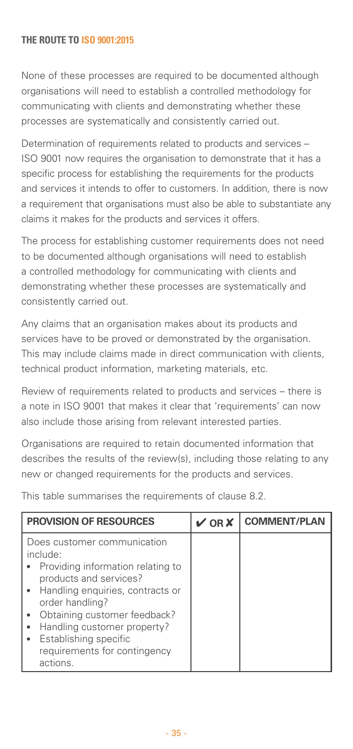None of these processes are required to be documented although organisations will need to establish a controlled methodology for communicating with clients and demonstrating whether these processes are systematically and consistently carried out.

Determination of requirements related to products and services – ISO 9001 now requires the organisation to demonstrate that it has a specific process for establishing the requirements for the products and services it intends to offer to customers. In addition, there is now a requirement that organisations must also be able to substantiate any claims it makes for the products and services it offers.

The process for establishing customer requirements does not need to be documented although organisations will need to establish a controlled methodology for communicating with clients and demonstrating whether these processes are systematically and consistently carried out.

Any claims that an organisation makes about its products and services have to be proved or demonstrated by the organisation. This may include claims made in direct communication with clients, technical product information, marketing materials, etc.

Review of requirements related to products and services – there is a note in ISO 9001 that makes it clear that 'requirements' can now also include those arising from relevant interested parties.

Organisations are required to retain documented information that describes the results of the review(s), including those relating to any new or changed requirements for the products and services.

This table summarises the requirements of clause 8.2.

| PROVISION OF RESOURCES | ✔ OR ✘ | COMMENT/PLAN |
|---|---|---|
| Does customer communication include:<br>• Providing information relating to products and services?<br>• Handling enquiries, contracts or order handling?<br>• Obtaining customer feedback?<br>• Handling customer property?<br>• Establishing specific requirements for contingency actions. | | |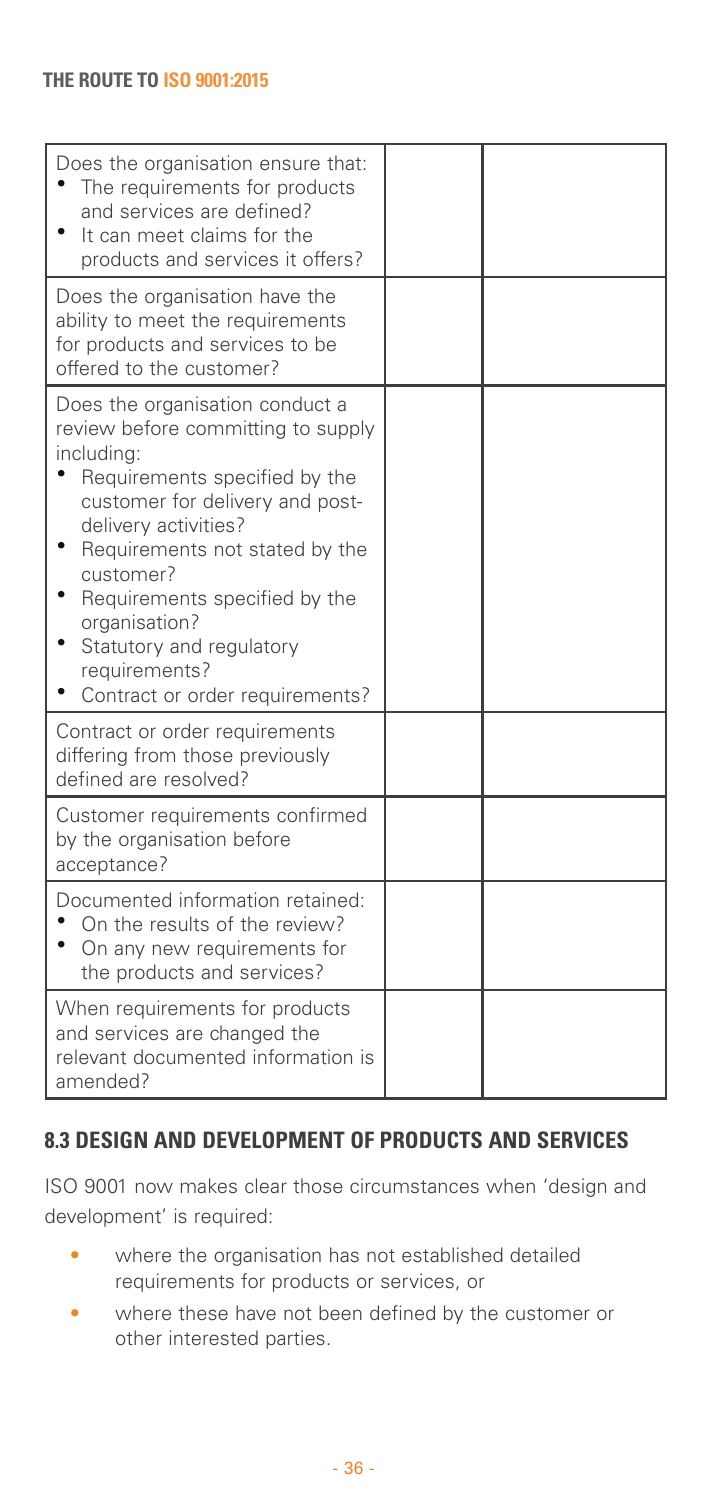| | | |
|---|---|---|
| Does the organisation ensure that:<br>• The requirements for products and services are defined?<br>• It can meet claims for the products and services it offers? | | |
| Does the organisation have the ability to meet the requirements for products and services to be offered to the customer? | | |
| Does the organisation conduct a review before committing to supply including:<br>• Requirements specified by the customer for delivery and post-delivery activities?<br>• Requirements not stated by the customer?<br>• Requirements specified by the organisation?<br>• Statutory and regulatory requirements?<br>• Contract or order requirements? | | |
| Contract or order requirements differing from those previously defined are resolved? | | |
| Customer requirements confirmed by the organisation before acceptance? | | |
| Documented information retained:<br>• On the results of the review?<br>• On any new requirements for the products and services? | | |
| When requirements for products and services are changed the relevant documented information is amended? | | |

## 8.3 DESIGN AND DEVELOPMENT OF PRODUCTS AND SERVICES

ISO 9001 now makes clear those circumstances when 'design and development' is required:

- where the organisation has not established detailed requirements for products or services, or
- where these have not been defined by the customer or other interested parties.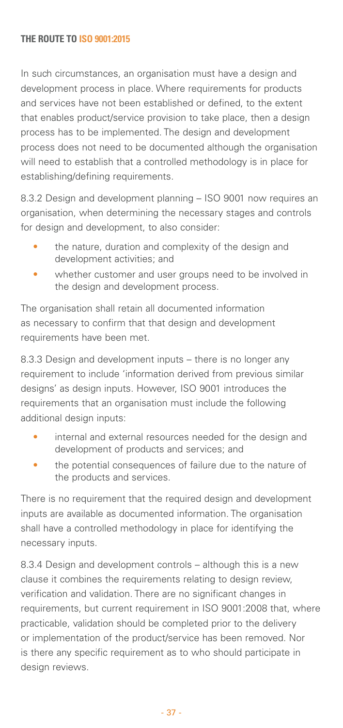In such circumstances, an organisation must have a design and development process in place. Where requirements for products and services have not been established or defined, to the extent that enables product/service provision to take place, then a design process has to be implemented. The design and development process does not need to be documented although the organisation will need to establish that a controlled methodology is in place for establishing/defining requirements.

8.3.2 Design and development planning – ISO 9001 now requires an organisation, when determining the necessary stages and controls for design and development, to also consider:

- the nature, duration and complexity of the design and development activities; and
- whether customer and user groups need to be involved in the design and development process.

The organisation shall retain all documented information as necessary to confirm that that design and development requirements have been met.

8.3.3 Design and development inputs – there is no longer any requirement to include 'information derived from previous similar designs' as design inputs. However, ISO 9001 introduces the requirements that an organisation must include the following additional design inputs:

- internal and external resources needed for the design and development of products and services; and
- the potential consequences of failure due to the nature of the products and services.

There is no requirement that the required design and development inputs are available as documented information. The organisation shall have a controlled methodology in place for identifying the necessary inputs.

8.3.4 Design and development controls – although this is a new clause it combines the requirements relating to design review, verification and validation. There are no significant changes in requirements, but current requirement in ISO 9001:2008 that, where practicable, validation should be completed prior to the delivery or implementation of the product/service has been removed. Nor is there any specific requirement as to who should participate in design reviews.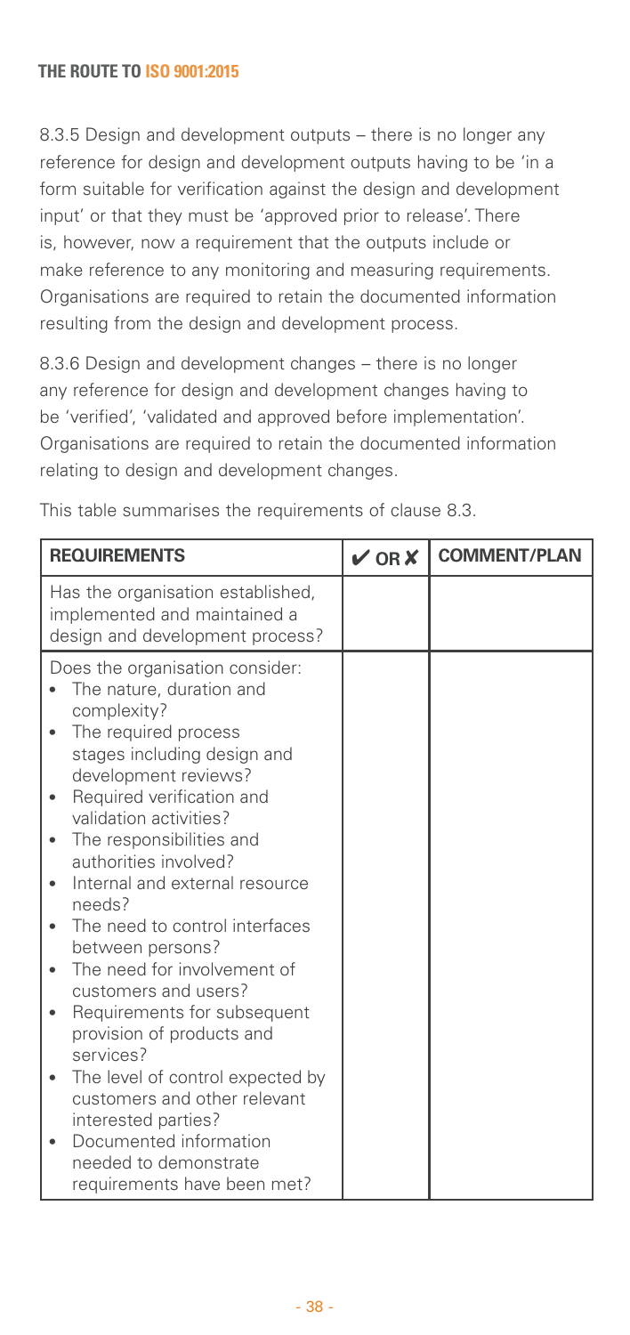8.3.5 Design and development outputs – there is no longer any reference for design and development outputs having to be 'in a form suitable for verification against the design and development input' or that they must be 'approved prior to release'. There is, however, now a requirement that the outputs include or make reference to any monitoring and measuring requirements. Organisations are required to retain the documented information resulting from the design and development process.

8.3.6 Design and development changes – there is no longer any reference for design and development changes having to be 'verified', 'validated and approved before implementation'. Organisations are required to retain the documented information relating to design and development changes.

This table summarises the requirements of clause 8.3.

| REQUIREMENTS | ✔ OR ✘ | COMMENT/PLAN |
|---|---|---|
| Has the organisation established, implemented and maintained a design and development process? | | |
| Does the organisation consider:<br>• The nature, duration and complexity?<br>• The required process stages including design and development reviews?<br>• Required verification and validation activities?<br>• The responsibilities and authorities involved?<br>• Internal and external resource needs?<br>• The need to control interfaces between persons?<br>• The need for involvement of customers and users?<br>• Requirements for subsequent provision of products and services?<br>• The level of control expected by customers and other relevant interested parties?<br>• Documented information needed to demonstrate requirements have been met? | | |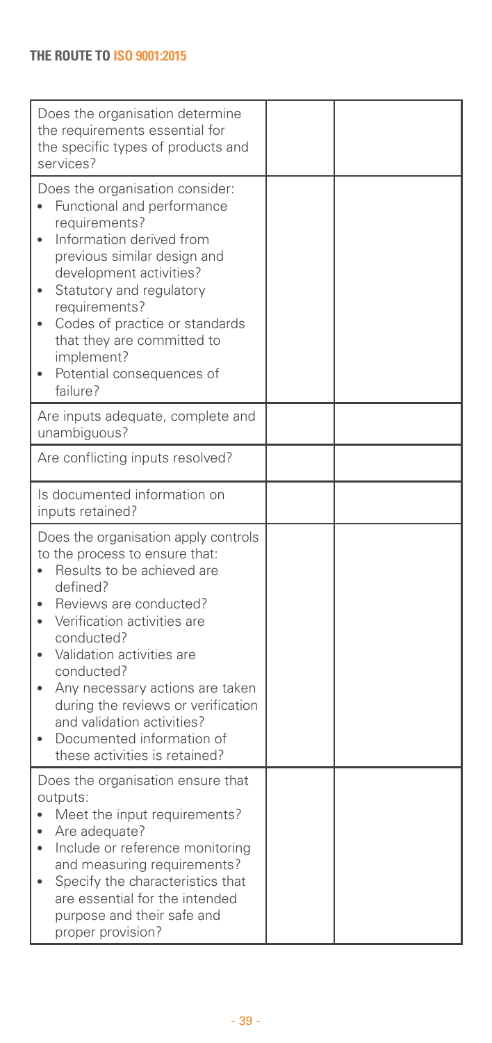| | | |
|---|---|---|
| Does the organisation determine the requirements essential for the specific types of products and services? | | |
| Does the organisation consider:<br>• Functional and performance requirements?<br>• Information derived from previous similar design and development activities?<br>• Statutory and regulatory requirements?<br>• Codes of practice or standards that they are committed to implement?<br>• Potential consequences of failure? | | |
| Are inputs adequate, complete and unambiguous? | | |
| Are conflicting inputs resolved? | | |
| Is documented information on inputs retained? | | |
| Does the organisation apply controls to the process to ensure that:<br>• Results to be achieved are defined?<br>• Reviews are conducted?<br>• Verification activities are conducted?<br>• Validation activities are conducted?<br>• Any necessary actions are taken during the reviews or verification and validation activities?<br>• Documented information of these activities is retained? | | |
| Does the organisation ensure that outputs:<br>• Meet the input requirements?<br>• Are adequate?<br>• Include or reference monitoring and measuring requirements?<br>• Specify the characteristics that are essential for the intended purpose and their safe and proper provision? | | |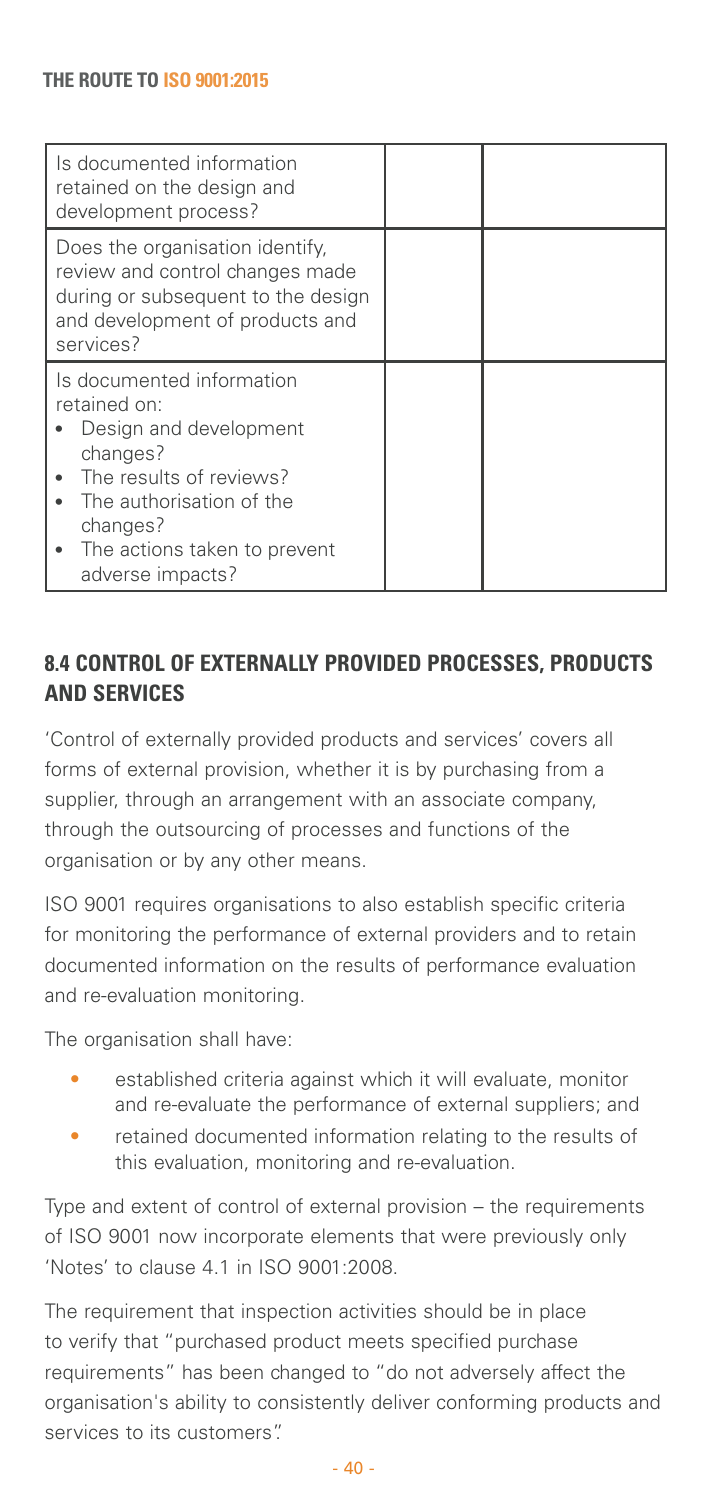| | | |
|---|---|---|
| Is documented information retained on the design and development process? | | |
| Does the organisation identify, review and control changes made during or subsequent to the design and development of products and services? | | |
| Is documented information retained on:<br>• Design and development changes?<br>• The results of reviews?<br>• The authorisation of the changes?<br>• The actions taken to prevent adverse impacts? | | |

## 8.4 CONTROL OF EXTERNALLY PROVIDED PROCESSES, PRODUCTS AND SERVICES

'Control of externally provided products and services' covers all forms of external provision, whether it is by purchasing from a supplier, through an arrangement with an associate company, through the outsourcing of processes and functions of the organisation or by any other means.

ISO 9001 requires organisations to also establish specific criteria for monitoring the performance of external providers and to retain documented information on the results of performance evaluation and re-evaluation monitoring.

The organisation shall have:

- established criteria against which it will evaluate, monitor and re-evaluate the performance of external suppliers; and
- retained documented information relating to the results of this evaluation, monitoring and re-evaluation.

Type and extent of control of external provision – the requirements of ISO 9001 now incorporate elements that were previously only 'Notes' to clause 4.1 in ISO 9001:2008.

The requirement that inspection activities should be in place to verify that "purchased product meets specified purchase requirements" has been changed to "do not adversely affect the organisation's ability to consistently deliver conforming products and services to its customers".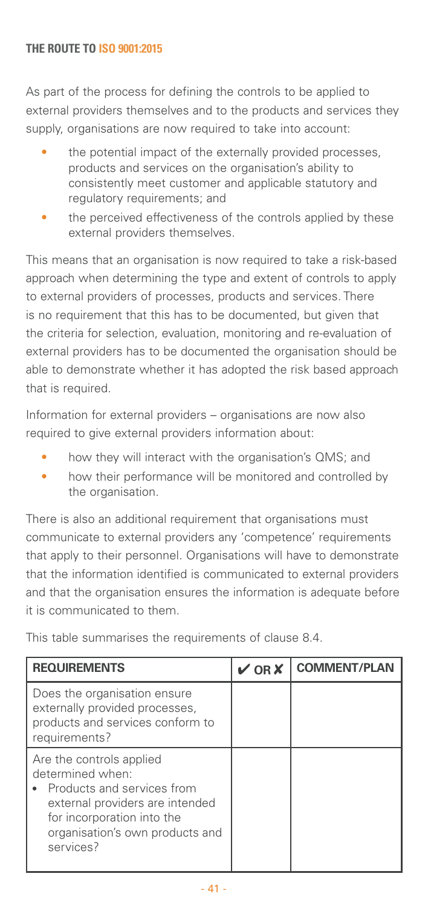As part of the process for defining the controls to be applied to external providers themselves and to the products and services they supply, organisations are now required to take into account:

- the potential impact of the externally provided processes, products and services on the organisation's ability to consistently meet customer and applicable statutory and regulatory requirements; and
- the perceived effectiveness of the controls applied by these external providers themselves.

This means that an organisation is now required to take a risk-based approach when determining the type and extent of controls to apply to external providers of processes, products and services. There is no requirement that this has to be documented, but given that the criteria for selection, evaluation, monitoring and re-evaluation of external providers has to be documented the organisation should be able to demonstrate whether it has adopted the risk based approach that is required.

Information for external providers – organisations are now also required to give external providers information about:

- how they will interact with the organisation's QMS; and
- how their performance will be monitored and controlled by the organisation.

There is also an additional requirement that organisations must communicate to external providers any 'competence' requirements that apply to their personnel. Organisations will have to demonstrate that the information identified is communicated to external providers and that the organisation ensures the information is adequate before it is communicated to them.

This table summarises the requirements of clause 8.4.

| REQUIREMENTS | ✔ OR ✘ | COMMENT/PLAN |
|---|---|---|
| Does the organisation ensure externally provided processes, products and services conform to requirements? | | |
| Are the controls applied determined when:<br>• Products and services from external providers are intended for incorporation into the organisation's own products and services? | | |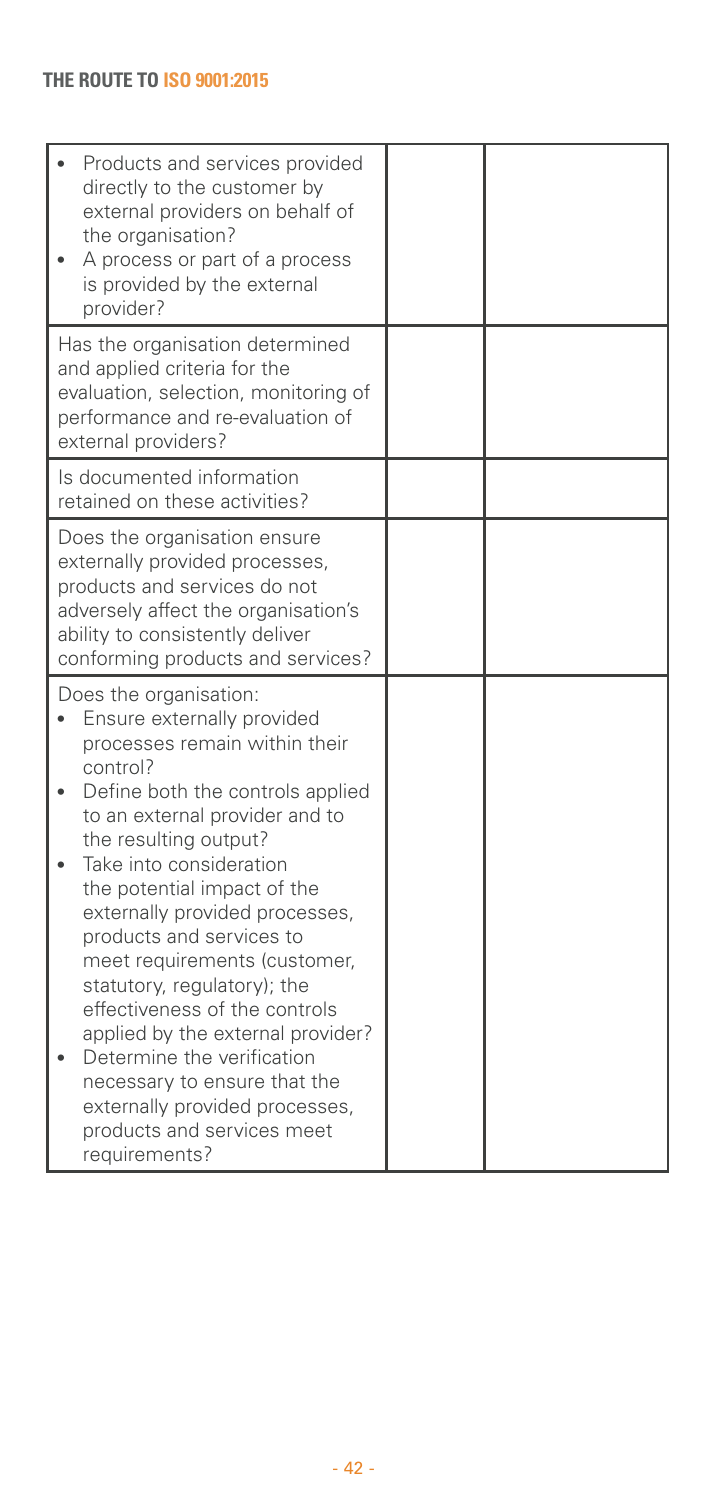| | | |
|---|---|---|
| • Products and services provided directly to the customer by external providers on behalf of the organisation?<br>• A process or part of a process is provided by the external provider? | | |
| Has the organisation determined and applied criteria for the evaluation, selection, monitoring of performance and re-evaluation of external providers? | | |
| Is documented information retained on these activities? | | |
| Does the organisation ensure externally provided processes, products and services do not adversely affect the organisation's ability to consistently deliver conforming products and services? | | |
| Does the organisation:<br>• Ensure externally provided processes remain within their control?<br>• Define both the controls applied to an external provider and to the resulting output?<br>• Take into consideration the potential impact of the externally provided processes, products and services to meet requirements (customer, statutory, regulatory); the effectiveness of the controls applied by the external provider?<br>• Determine the verification necessary to ensure that the externally provided processes, products and services meet requirements? | | |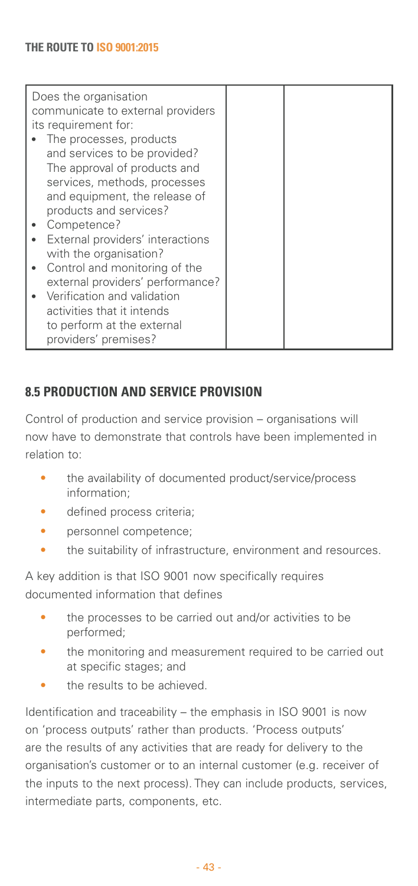| Does the organisation communicate to external providers its requirement for:<br>• The processes, products and services to be provided? The approval of products and services, methods, processes and equipment, the release of products and services?<br>• Competence?<br>• External providers' interactions with the organisation?<br>• Control and monitoring of the external providers' performance?<br>• Verification and validation activities that it intends to perform at the external providers' premises? | | |
|---|---|---|

## 8.5 PRODUCTION AND SERVICE PROVISION

Control of production and service provision – organisations will now have to demonstrate that controls have been implemented in relation to:

- the availability of documented product/service/process information;
- defined process criteria;
- personnel competence;
- the suitability of infrastructure, environment and resources.

A key addition is that ISO 9001 now specifically requires documented information that defines

- the processes to be carried out and/or activities to be performed;
- the monitoring and measurement required to be carried out at specific stages; and
- the results to be achieved.

Identification and traceability – the emphasis in ISO 9001 is now on 'process outputs' rather than products. 'Process outputs' are the results of any activities that are ready for delivery to the organisation's customer or to an internal customer (e.g. receiver of the inputs to the next process). They can include products, services, intermediate parts, components, etc.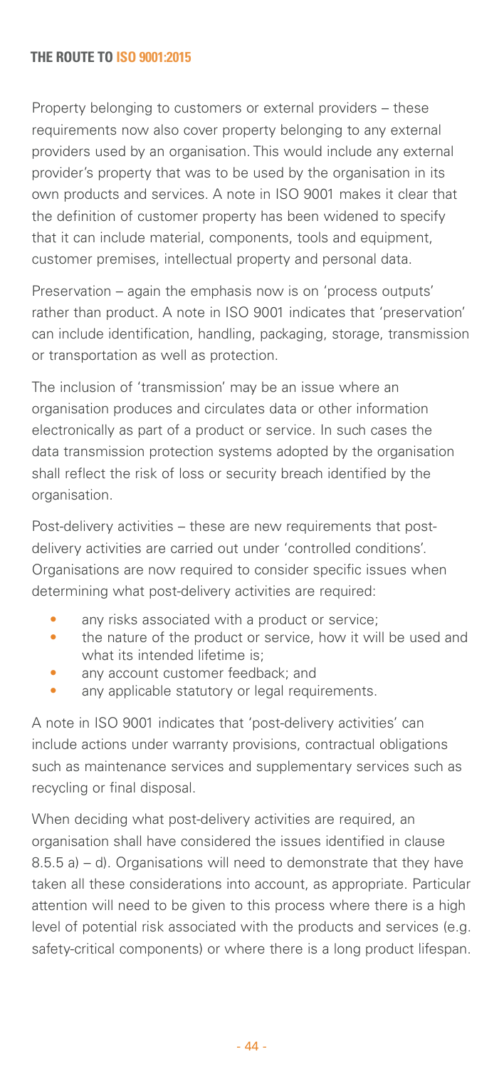Property belonging to customers or external providers – these requirements now also cover property belonging to any external providers used by an organisation. This would include any external provider's property that was to be used by the organisation in its own products and services. A note in ISO 9001 makes it clear that the definition of customer property has been widened to specify that it can include material, components, tools and equipment, customer premises, intellectual property and personal data.

Preservation – again the emphasis now is on 'process outputs' rather than product. A note in ISO 9001 indicates that 'preservation' can include identification, handling, packaging, storage, transmission or transportation as well as protection.

The inclusion of 'transmission' may be an issue where an organisation produces and circulates data or other information electronically as part of a product or service. In such cases the data transmission protection systems adopted by the organisation shall reflect the risk of loss or security breach identified by the organisation.

Post-delivery activities – these are new requirements that post-delivery activities are carried out under 'controlled conditions'. Organisations are now required to consider specific issues when determining what post-delivery activities are required:

- any risks associated with a product or service;
- the nature of the product or service, how it will be used and what its intended lifetime is;
- any account customer feedback; and
- any applicable statutory or legal requirements.

A note in ISO 9001 indicates that 'post-delivery activities' can include actions under warranty provisions, contractual obligations such as maintenance services and supplementary services such as recycling or final disposal.

When deciding what post-delivery activities are required, an organisation shall have considered the issues identified in clause 8.5.5 a) – d). Organisations will need to demonstrate that they have taken all these considerations into account, as appropriate. Particular attention will need to be given to this process where there is a high level of potential risk associated with the products and services (e.g. safety-critical components) or where there is a long product lifespan.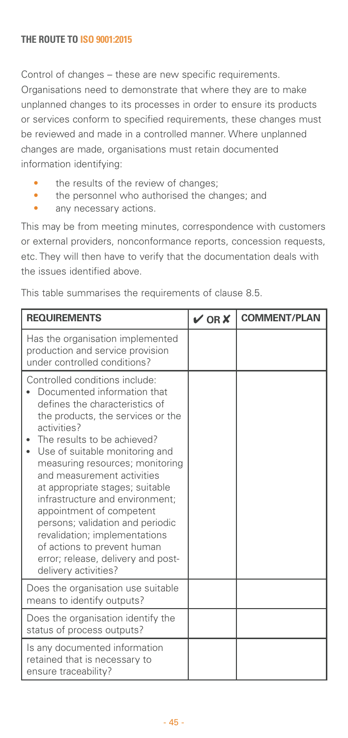Control of changes – these are new specific requirements. Organisations need to demonstrate that where they are to make unplanned changes to its processes in order to ensure its products or services conform to specified requirements, these changes must be reviewed and made in a controlled manner. Where unplanned changes are made, organisations must retain documented information identifying:

- the results of the review of changes;
- the personnel who authorised the changes; and
- any necessary actions.

This may be from meeting minutes, correspondence with customers or external providers, nonconformance reports, concession requests, etc. They will then have to verify that the documentation deals with the issues identified above.

This table summarises the requirements of clause 8.5.

| REQUIREMENTS | ✔ OR ✘ | COMMENT/PLAN |
| --- | --- | --- |
| Has the organisation implemented production and service provision under controlled conditions? | | |
| Controlled conditions include:<br>• Documented information that defines the characteristics of the products, the services or the activities?<br>• The results to be achieved?<br>• Use of suitable monitoring and measuring resources; monitoring and measurement activities at appropriate stages; suitable infrastructure and environment; appointment of competent persons; validation and periodic revalidation; implementations of actions to prevent human error; release, delivery and post-delivery activities? | | |
| Does the organisation use suitable means to identify outputs? | | |
| Does the organisation identify the status of process outputs? | | |
| Is any documented information retained that is necessary to ensure traceability? | | |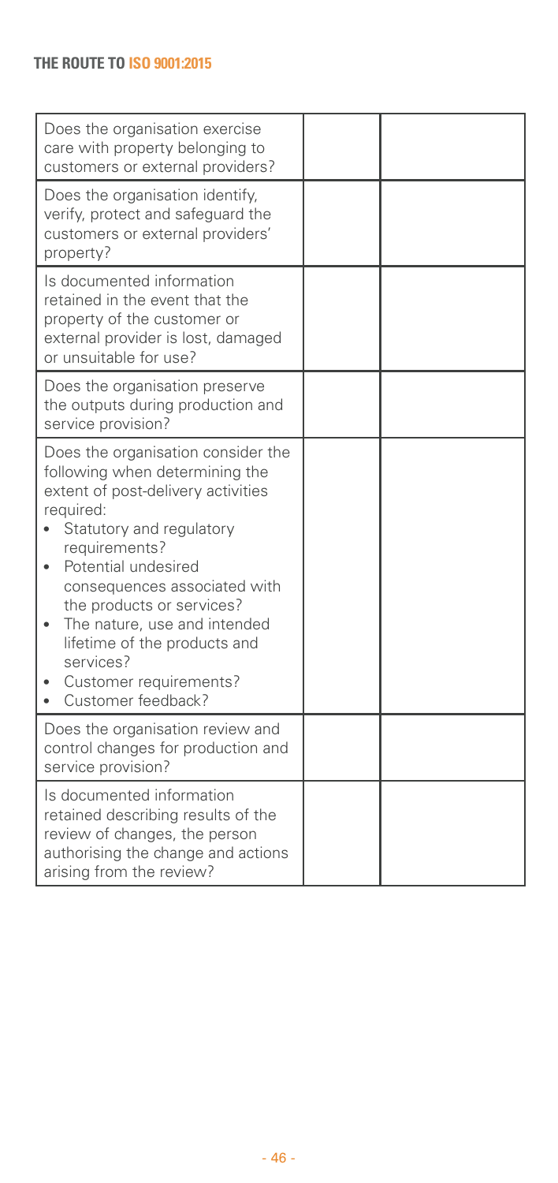| | | |
|---|---|---|
| Does the organisation exercise care with property belonging to customers or external providers? | | |
| Does the organisation identify, verify, protect and safeguard the customers or external providers' property? | | |
| Is documented information retained in the event that the property of the customer or external provider is lost, damaged or unsuitable for use? | | |
| Does the organisation preserve the outputs during production and service provision? | | |
| Does the organisation consider the following when determining the extent of post-delivery activities required:<br>• Statutory and regulatory requirements?<br>• Potential undesired consequences associated with the products or services?<br>• The nature, use and intended lifetime of the products and services?<br>• Customer requirements?<br>• Customer feedback? | | |
| Does the organisation review and control changes for production and service provision? | | |
| Is documented information retained describing results of the review of changes, the person authorising the change and actions arising from the review? | | |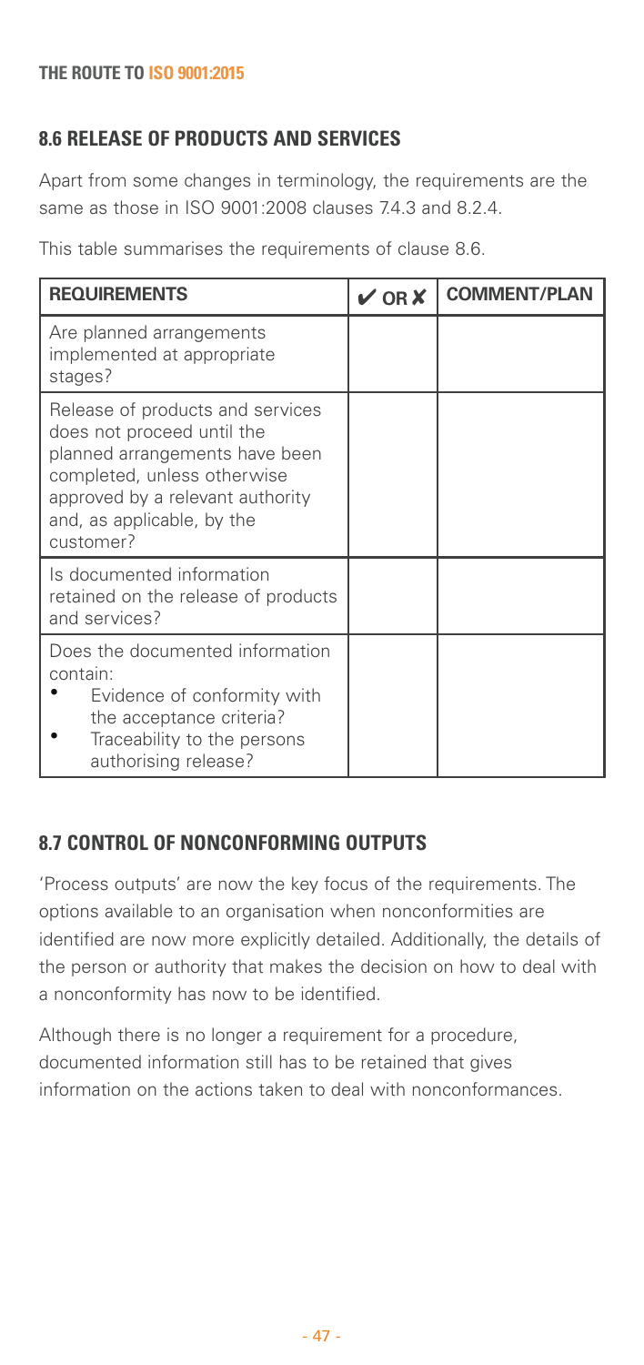## 8.6 RELEASE OF PRODUCTS AND SERVICES

Apart from some changes in terminology, the requirements are the same as those in ISO 9001:2008 clauses 7.4.3 and 8.2.4.

This table summarises the requirements of clause 8.6.

| REQUIREMENTS | ✔ OR ✘ | COMMENT/PLAN |
|---|---|---|
| Are planned arrangements implemented at appropriate stages? | | |
| Release of products and services does not proceed until the planned arrangements have been completed, unless otherwise approved by a relevant authority and, as applicable, by the customer? | | |
| Is documented information retained on the release of products and services? | | |
| Does the documented information contain:<br>• Evidence of conformity with the acceptance criteria?<br>• Traceability to the persons authorising release? | | |

## 8.7 CONTROL OF NONCONFORMING OUTPUTS

'Process outputs' are now the key focus of the requirements. The options available to an organisation when nonconformities are identified are now more explicitly detailed. Additionally, the details of the person or authority that makes the decision on how to deal with a nonconformity has now to be identified.

Although there is no longer a requirement for a procedure, documented information still has to be retained that gives information on the actions taken to deal with nonconformances.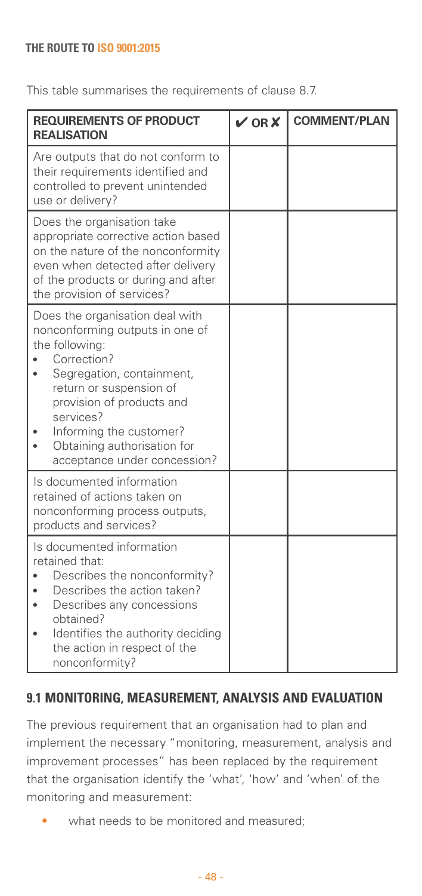This table summarises the requirements of clause 8.7.

| REQUIREMENTS OF PRODUCT REALISATION | ✔ OR ✘ | COMMENT/PLAN |
|---|---|---|
| Are outputs that do not conform to their requirements identified and controlled to prevent unintended use or delivery? | | |
| Does the organisation take appropriate corrective action based on the nature of the nonconformity even when detected after delivery of the products or during and after the provision of services? | | |
| Does the organisation deal with nonconforming outputs in one of the following: <br>• Correction? <br>• Segregation, containment, return or suspension of provision of products and services? <br>• Informing the customer? <br>• Obtaining authorisation for acceptance under concession? | | |
| Is documented information retained of actions taken on nonconforming process outputs, products and services? | | |
| Is documented information retained that: <br>• Describes the nonconformity? <br>• Describes the action taken? <br>• Describes any concessions obtained? <br>• Identifies the authority deciding the action in respect of the nonconformity? | | |

## 9.1 MONITORING, MEASUREMENT, ANALYSIS AND EVALUATION

The previous requirement that an organisation had to plan and implement the necessary "monitoring, measurement, analysis and improvement processes" has been replaced by the requirement that the organisation identify the 'what', 'how' and 'when' of the monitoring and measurement:

- what needs to be monitored and measured;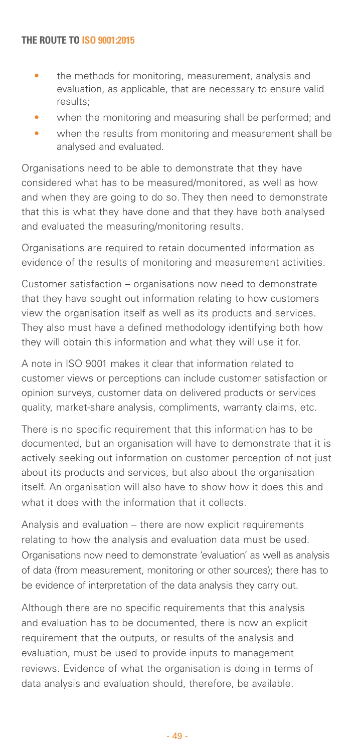- the methods for monitoring, measurement, analysis and evaluation, as applicable, that are necessary to ensure valid results;
- when the monitoring and measuring shall be performed; and
- when the results from monitoring and measurement shall be analysed and evaluated.

Organisations need to be able to demonstrate that they have considered what has to be measured/monitored, as well as how and when they are going to do so. They then need to demonstrate that this is what they have done and that they have both analysed and evaluated the measuring/monitoring results.

Organisations are required to retain documented information as evidence of the results of monitoring and measurement activities.

Customer satisfaction – organisations now need to demonstrate that they have sought out information relating to how customers view the organisation itself as well as its products and services. They also must have a defined methodology identifying both how they will obtain this information and what they will use it for.

A note in ISO 9001 makes it clear that information related to customer views or perceptions can include customer satisfaction or opinion surveys, customer data on delivered products or services quality, market-share analysis, compliments, warranty claims, etc.

There is no specific requirement that this information has to be documented, but an organisation will have to demonstrate that it is actively seeking out information on customer perception of not just about its products and services, but also about the organisation itself. An organisation will also have to show how it does this and what it does with the information that it collects.

Analysis and evaluation – there are now explicit requirements relating to how the analysis and evaluation data must be used. Organisations now need to demonstrate 'evaluation' as well as analysis of data (from measurement, monitoring or other sources); there has to be evidence of interpretation of the data analysis they carry out.

Although there are no specific requirements that this analysis and evaluation has to be documented, there is now an explicit requirement that the outputs, or results of the analysis and evaluation, must be used to provide inputs to management reviews. Evidence of what the organisation is doing in terms of data analysis and evaluation should, therefore, be available.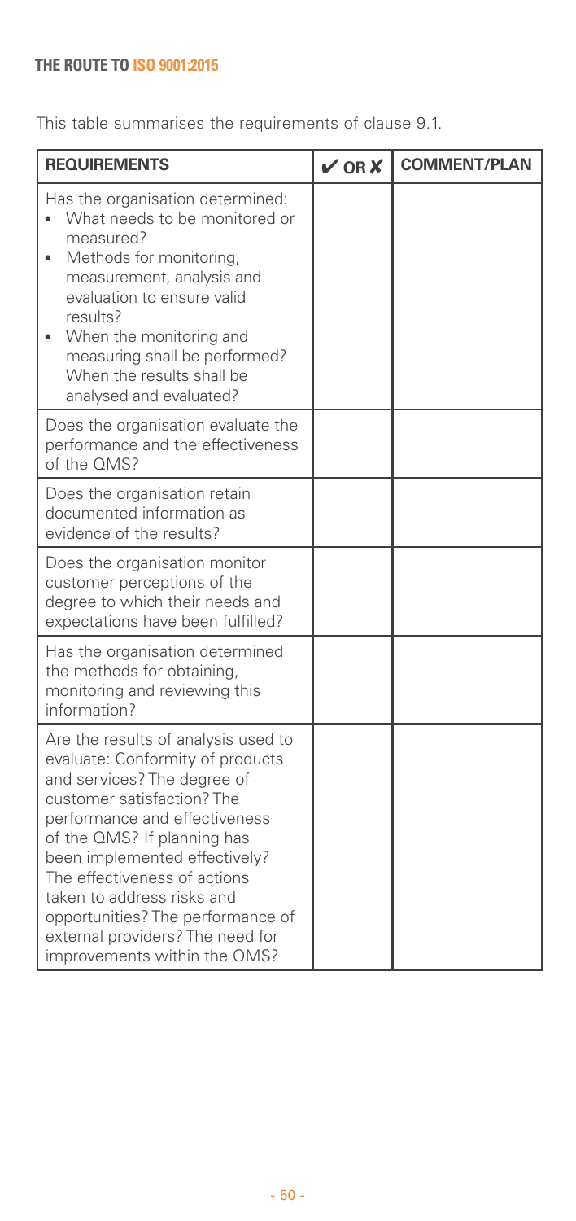This table summarises the requirements of clause 9.1.

| REQUIREMENTS | ✔ OR ✘ | COMMENT/PLAN |
|---|---|---|
| Has the organisation determined:<br>• What needs to be monitored or measured?<br>• Methods for monitoring, measurement, analysis and evaluation to ensure valid results?<br>• When the monitoring and measuring shall be performed? When the results shall be analysed and evaluated? | | |
| Does the organisation evaluate the performance and the effectiveness of the QMS? | | |
| Does the organisation retain documented information as evidence of the results? | | |
| Does the organisation monitor customer perceptions of the degree to which their needs and expectations have been fulfilled? | | |
| Has the organisation determined the methods for obtaining, monitoring and reviewing this information? | | |
| Are the results of analysis used to evaluate: Conformity of products and services? The degree of customer satisfaction? The performance and effectiveness of the QMS? If planning has been implemented effectively? The effectiveness of actions taken to address risks and opportunities? The performance of external providers? The need for improvements within the QMS? | | |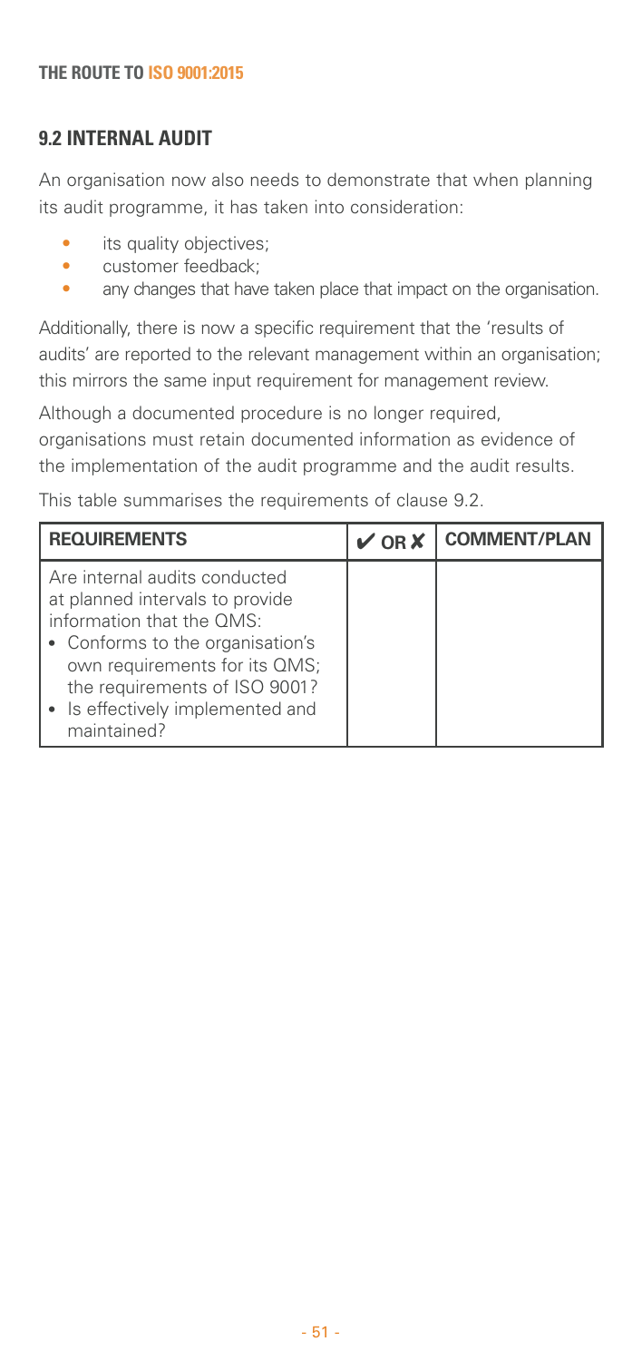## 9.2 INTERNAL AUDIT

An organisation now also needs to demonstrate that when planning its audit programme, it has taken into consideration:

- its quality objectives;
- customer feedback;
- any changes that have taken place that impact on the organisation.

Additionally, there is now a specific requirement that the 'results of audits' are reported to the relevant management within an organisation; this mirrors the same input requirement for management review.

Although a documented procedure is no longer required, organisations must retain documented information as evidence of the implementation of the audit programme and the audit results.

This table summarises the requirements of clause 9.2.

| REQUIREMENTS | ✔ OR ✘ | COMMENT/PLAN |
|---|---|---|
| Are internal audits conducted at planned intervals to provide information that the QMS:<br>• Conforms to the organisation's own requirements for its QMS; the requirements of ISO 9001?<br>• Is effectively implemented and maintained? | | |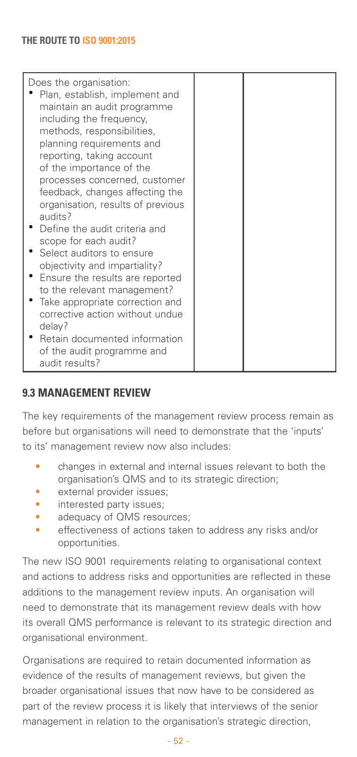| Does the organisation:<br>• Plan, establish, implement and maintain an audit programme including the frequency, methods, responsibilities, planning requirements and reporting, taking account of the importance of the processes concerned, customer feedback, changes affecting the organisation, results of previous audits?<br>• Define the audit criteria and scope for each audit?<br>• Select auditors to ensure objectivity and impartiality?<br>• Ensure the results are reported to the relevant management?<br>• Take appropriate correction and corrective action without undue delay?<br>• Retain documented information of the audit programme and audit results? | | |
|---|---|---|

## 9.3 MANAGEMENT REVIEW

The key requirements of the management review process remain as before but organisations will need to demonstrate that the 'inputs' to its' management review now also includes:

- changes in external and internal issues relevant to both the organisation's QMS and to its strategic direction;
- external provider issues;
- interested party issues;
- adequacy of QMS resources;
- effectiveness of actions taken to address any risks and/or opportunities.

The new ISO 9001 requirements relating to organisational context and actions to address risks and opportunities are reflected in these additions to the management review inputs. An organisation will need to demonstrate that its management review deals with how its overall QMS performance is relevant to its strategic direction and organisational environment.

Organisations are required to retain documented information as evidence of the results of management reviews, but given the broader organisational issues that now have to be considered as part of the review process it is likely that interviews of the senior management in relation to the organisation's strategic direction,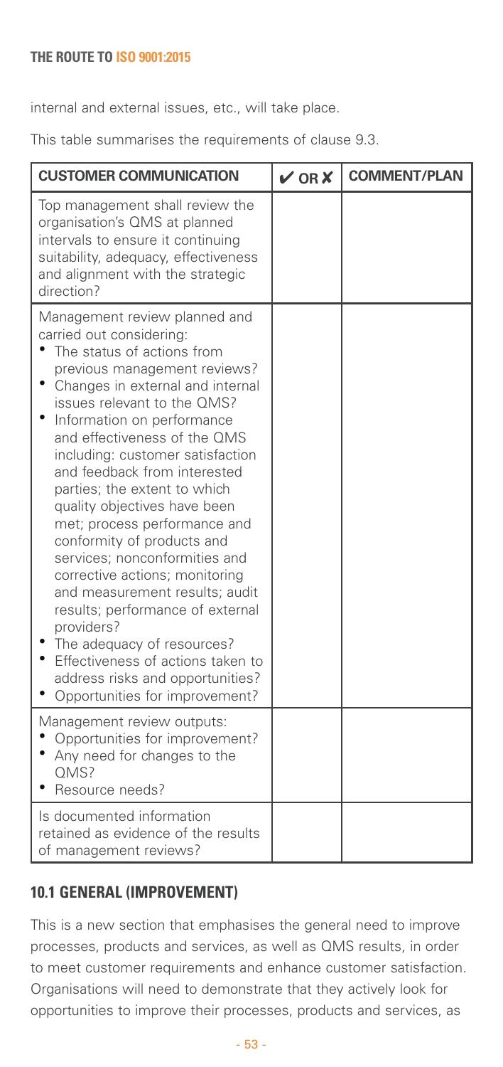internal and external issues, etc., will take place.

This table summarises the requirements of clause 9.3.

| CUSTOMER COMMUNICATION | ✔ OR ✘ | COMMENT/PLAN |
|---|---|---|
| Top management shall review the organisation's QMS at planned intervals to ensure it continuing suitability, adequacy, effectiveness and alignment with the strategic direction? | | |
| Management review planned and carried out considering:<br>• The status of actions from previous management reviews?<br>• Changes in external and internal issues relevant to the QMS?<br>• Information on performance and effectiveness of the QMS including: customer satisfaction and feedback from interested parties; the extent to which quality objectives have been met; process performance and conformity of products and services; nonconformities and corrective actions; monitoring and measurement results; audit results; performance of external providers?<br>• The adequacy of resources?<br>• Effectiveness of actions taken to address risks and opportunities?<br>• Opportunities for improvement? | | |
| Management review outputs:<br>• Opportunities for improvement?<br>• Any need for changes to the QMS?<br>• Resource needs? | | |
| Is documented information retained as evidence of the results of management reviews? | | |

## 10.1 GENERAL (IMPROVEMENT)

This is a new section that emphasises the general need to improve processes, products and services, as well as QMS results, in order to meet customer requirements and enhance customer satisfaction. Organisations will need to demonstrate that they actively look for opportunities to improve their processes, products and services, as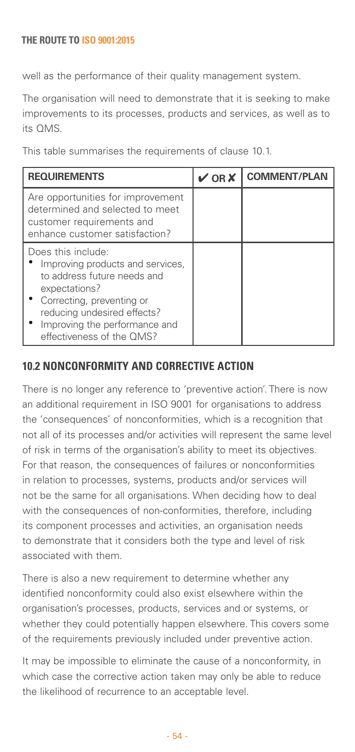well as the performance of their quality management system.

The organisation will need to demonstrate that it is seeking to make improvements to its processes, products and services, as well as to its QMS.

This table summarises the requirements of clause 10.1.

| REQUIREMENTS | ✔ OR ✘ | COMMENT/PLAN |
|---|---|---|
| Are opportunities for improvement determined and selected to meet customer requirements and enhance customer satisfaction? | | |
| Does this include:<br>• Improving products and services, to address future needs and expectations?<br>• Correcting, preventing or reducing undesired effects?<br>• Improving the performance and effectiveness of the QMS? | | |

## 10.2 NONCONFORMITY AND CORRECTIVE ACTION

There is no longer any reference to 'preventive action'. There is now an additional requirement in ISO 9001 for organisations to address the 'consequences' of nonconformities, which is a recognition that not all of its processes and/or activities will represent the same level of risk in terms of the organisation's ability to meet its objectives. For that reason, the consequences of failures or nonconformities in relation to processes, systems, products and/or services will not be the same for all organisations. When deciding how to deal with the consequences of non-conformities, therefore, including its component processes and activities, an organisation needs to demonstrate that it considers both the type and level of risk associated with them.

There is also a new requirement to determine whether any identified nonconformity could also exist elsewhere within the organisation's processes, products, services and or systems, or whether they could potentially happen elsewhere. This covers some of the requirements previously included under preventive action.

It may be impossible to eliminate the cause of a nonconformity, in which case the corrective action taken may only be able to reduce the likelihood of recurrence to an acceptable level.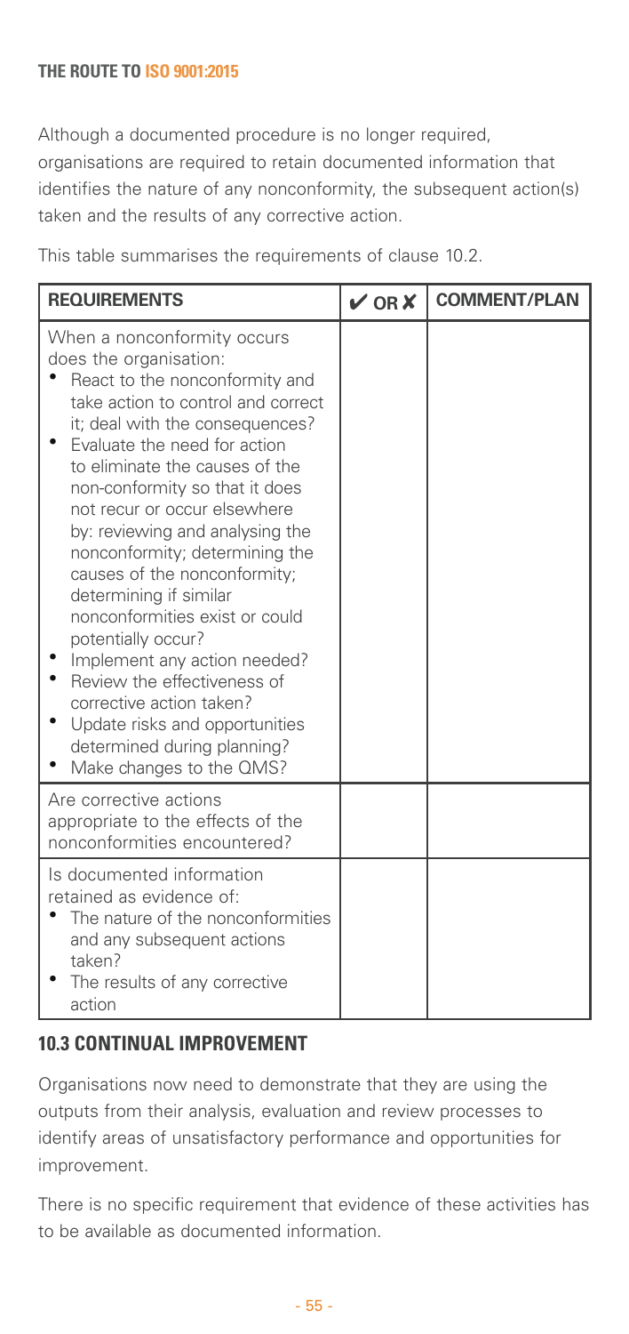Although a documented procedure is no longer required, organisations are required to retain documented information that identifies the nature of any nonconformity, the subsequent action(s) taken and the results of any corrective action.

This table summarises the requirements of clause 10.2.

| REQUIREMENTS | ✔ OR ✘ | COMMENT/PLAN |
|---|---|---|
| When a nonconformity occurs does the organisation:<br>• React to the nonconformity and take action to control and correct it; deal with the consequences?<br>• Evaluate the need for action to eliminate the causes of the non-conformity so that it does not recur or occur elsewhere by: reviewing and analysing the nonconformity; determining the causes of the nonconformity; determining if similar nonconformities exist or could potentially occur?<br>• Implement any action needed?<br>• Review the effectiveness of corrective action taken?<br>• Update risks and opportunities determined during planning?<br>• Make changes to the QMS? | | |
| Are corrective actions appropriate to the effects of the nonconformities encountered? | | |
| Is documented information retained as evidence of:<br>• The nature of the nonconformities and any subsequent actions taken?<br>• The results of any corrective action | | |

## 10.3 CONTINUAL IMPROVEMENT

Organisations now need to demonstrate that they are using the outputs from their analysis, evaluation and review processes to identify areas of unsatisfactory performance and opportunities for improvement.

There is no specific requirement that evidence of these activities has to be available as documented information.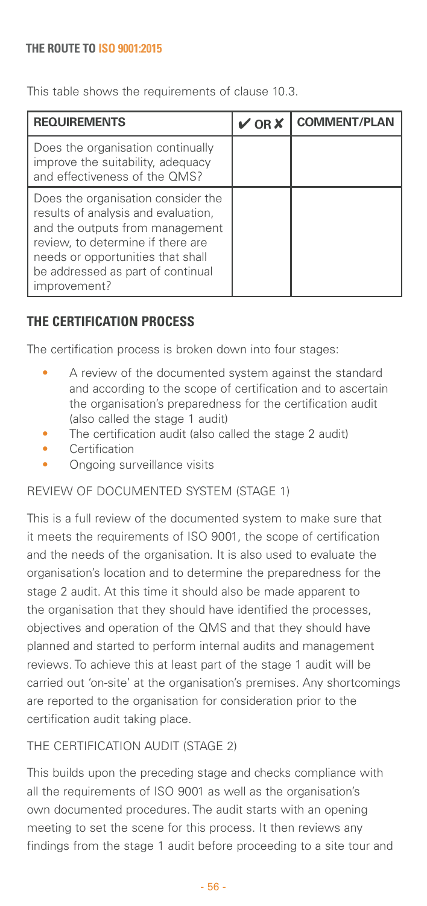This table shows the requirements of clause 10.3.

| REQUIREMENTS | ✔ OR ✘ | COMMENT/PLAN |
| --- | --- | --- |
| Does the organisation continually improve the suitability, adequacy and effectiveness of the QMS? | | |
| Does the organisation consider the results of analysis and evaluation, and the outputs from management review, to determine if there are needs or opportunities that shall be addressed as part of continual improvement? | | |

## THE CERTIFICATION PROCESS

The certification process is broken down into four stages:

- A review of the documented system against the standard and according to the scope of certification and to ascertain the organisation's preparedness for the certification audit (also called the stage 1 audit)
- The certification audit (also called the stage 2 audit)
- Certification
- Ongoing surveillance visits

### REVIEW OF DOCUMENTED SYSTEM (STAGE 1)

This is a full review of the documented system to make sure that it meets the requirements of ISO 9001, the scope of certification and the needs of the organisation. It is also used to evaluate the organisation's location and to determine the preparedness for the stage 2 audit. At this time it should also be made apparent to the organisation that they should have identified the processes, objectives and operation of the QMS and that they should have planned and started to perform internal audits and management reviews. To achieve this at least part of the stage 1 audit will be carried out 'on-site' at the organisation's premises. Any shortcomings are reported to the organisation for consideration prior to the certification audit taking place.

### THE CERTIFICATION AUDIT (STAGE 2)

This builds upon the preceding stage and checks compliance with all the requirements of ISO 9001 as well as the organisation's own documented procedures. The audit starts with an opening meeting to set the scene for this process. It then reviews any findings from the stage 1 audit before proceeding to a site tour and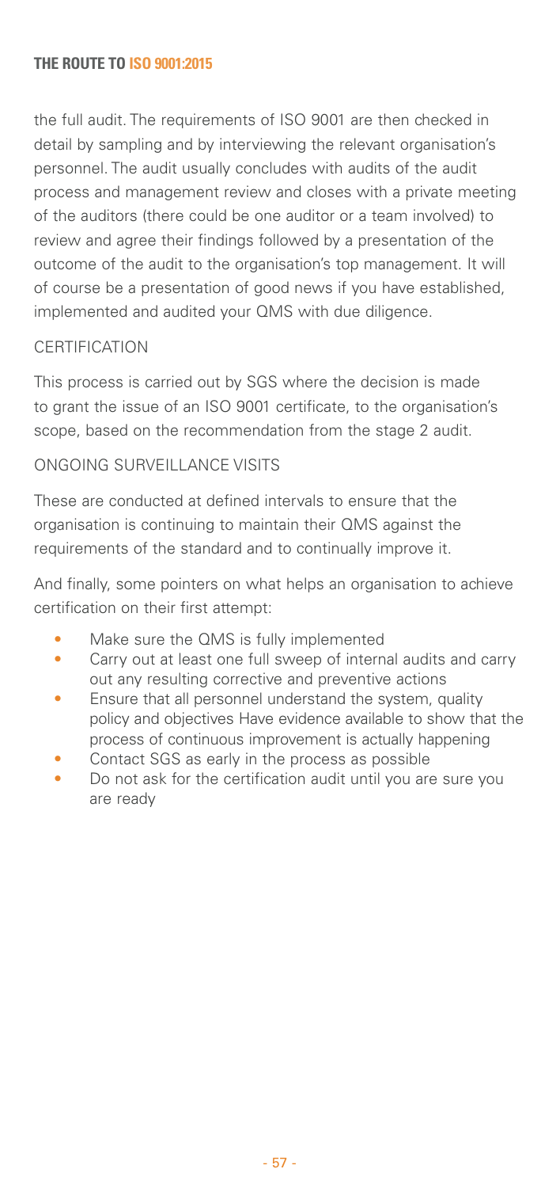the full audit. The requirements of ISO 9001 are then checked in detail by sampling and by interviewing the relevant organisation's personnel. The audit usually concludes with audits of the audit process and management review and closes with a private meeting of the auditors (there could be one auditor or a team involved) to review and agree their findings followed by a presentation of the outcome of the audit to the organisation's top management. It will of course be a presentation of good news if you have established, implemented and audited your QMS with due diligence.

### CERTIFICATION

This process is carried out by SGS where the decision is made to grant the issue of an ISO 9001 certificate, to the organisation's scope, based on the recommendation from the stage 2 audit.

### ONGOING SURVEILLANCE VISITS

These are conducted at defined intervals to ensure that the organisation is continuing to maintain their QMS against the requirements of the standard and to continually improve it.

And finally, some pointers on what helps an organisation to achieve certification on their first attempt:

- Make sure the QMS is fully implemented
- Carry out at least one full sweep of internal audits and carry out any resulting corrective and preventive actions
- Ensure that all personnel understand the system, quality policy and objectives Have evidence available to show that the process of continuous improvement is actually happening
- Contact SGS as early in the process as possible
- Do not ask for the certification audit until you are sure you are ready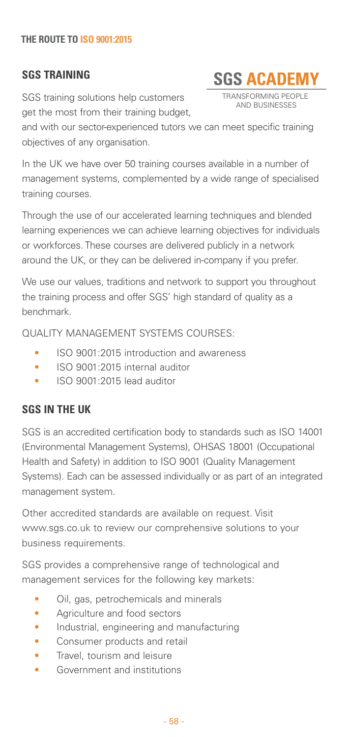## SGS TRAINING

**SGS ACADEMY**

TRANSFORMING PEOPLE AND BUSINESSES

SGS training solutions help customers get the most from their training budget, and with our sector-experienced tutors we can meet specific training objectives of any organisation.

In the UK we have over 50 training courses available in a number of management systems, complemented by a wide range of specialised training courses.

Through the use of our accelerated learning techniques and blended learning experiences we can achieve learning objectives for individuals or workforces. These courses are delivered publicly in a network around the UK, or they can be delivered in-company if you prefer.

We use our values, traditions and network to support you throughout the training process and offer SGS' high standard of quality as a benchmark.

QUALITY MANAGEMENT SYSTEMS COURSES:

- ISO 9001:2015 introduction and awareness
- ISO 9001:2015 internal auditor
- ISO 9001:2015 lead auditor

## SGS IN THE UK

SGS is an accredited certification body to standards such as ISO 14001 (Environmental Management Systems), OHSAS 18001 (Occupational Health and Safety) in addition to ISO 9001 (Quality Management Systems). Each can be assessed individually or as part of an integrated management system.

Other accredited standards are available on request. Visit www.sgs.co.uk to review our comprehensive solutions to your business requirements.

SGS provides a comprehensive range of technological and management services for the following key markets:

- Oil, gas, petrochemicals and minerals
- Agriculture and food sectors
- Industrial, engineering and manufacturing
- Consumer products and retail
- Travel, tourism and leisure
- Government and institutions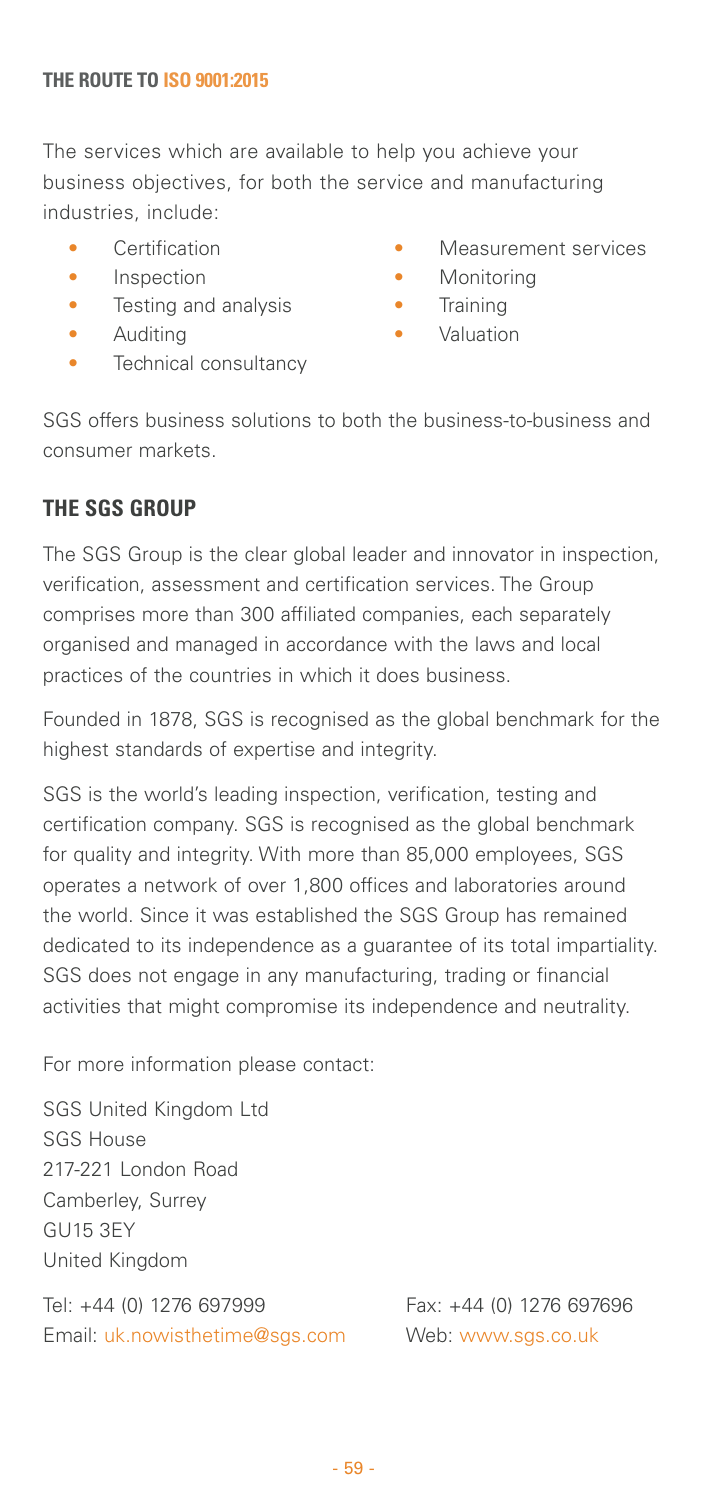**THE ROUTE TO ISO 9001:2015**

The services which are available to help you achieve your business objectives, for both the service and manufacturing industries, include:

- Certification
- Inspection
- Testing and analysis
- Auditing
- Technical consultancy
- Measurement services
- Monitoring
- Training
- Valuation

SGS offers business solutions to both the business-to-business and consumer markets.

## THE SGS GROUP

The SGS Group is the clear global leader and innovator in inspection, verification, assessment and certification services. The Group comprises more than 300 affiliated companies, each separately organised and managed in accordance with the laws and local practices of the countries in which it does business.

Founded in 1878, SGS is recognised as the global benchmark for the highest standards of expertise and integrity.

SGS is the world's leading inspection, verification, testing and certification company. SGS is recognised as the global benchmark for quality and integrity. With more than 85,000 employees, SGS operates a network of over 1,800 offices and laboratories around the world. Since it was established the SGS Group has remained dedicated to its independence as a guarantee of its total impartiality. SGS does not engage in any manufacturing, trading or financial activities that might compromise its independence and neutrality.

For more information please contact:

SGS United Kingdom Ltd
SGS House
217-221 London Road
Camberley, Surrey
GU15 3EY
United Kingdom

Tel: +44 (0) 1276 697999
Fax: +44 (0) 1276 697696
Email: uk.nowisthetime@sgs.com
Web: www.sgs.co.uk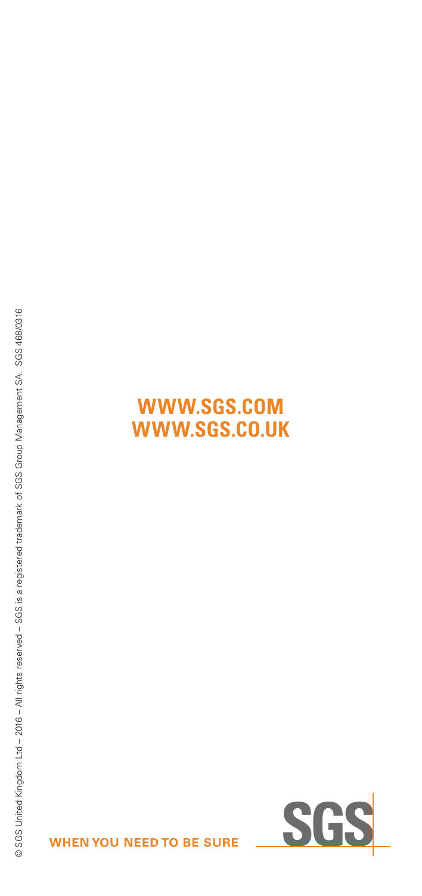**WWW.SGS.COM**
**WWW.SGS.CO.UK**

© SGS United Kingdom Ltd – 2016 – All rights reserved – SGS is a registered trademark of SGS Group Management SA. SGS 468/0316

**WHEN YOU NEED TO BE SURE**

SGS